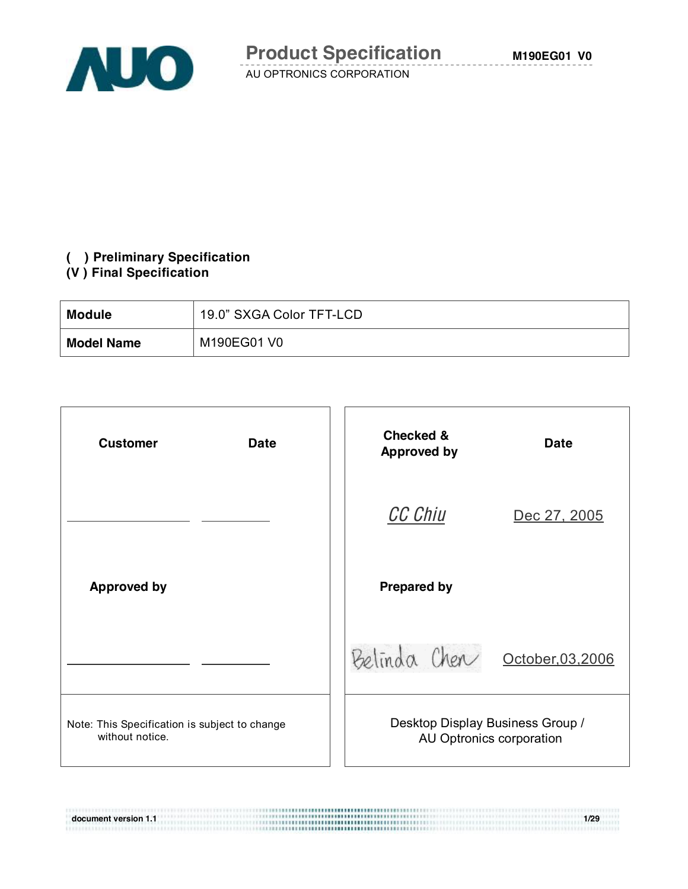# Product Specification

AU OPTRONICS CORPORATION

M190EG01 V0

**( ) Preliminary Specification**
**(V ) Final Specification**

| **Module** | 19.0" SXGA Color TFT-LCD |
|---|---|
| **Model Name** | M190EG01 V0 |

| **Customer** | **Date** | **Checked & Approved by** | **Date** |
|---|---|---|---|
| ______ | ______ | CC Chiu | Dec 27, 2005 |
| **Approved by** | | **Prepared by** | |
| ______ | ______ | Belinda Chen | October,03,2006 |
| Note: This Specification is subject to change without notice. | | Desktop Display Business Group / AU Optronics corporation | |

document version 1.1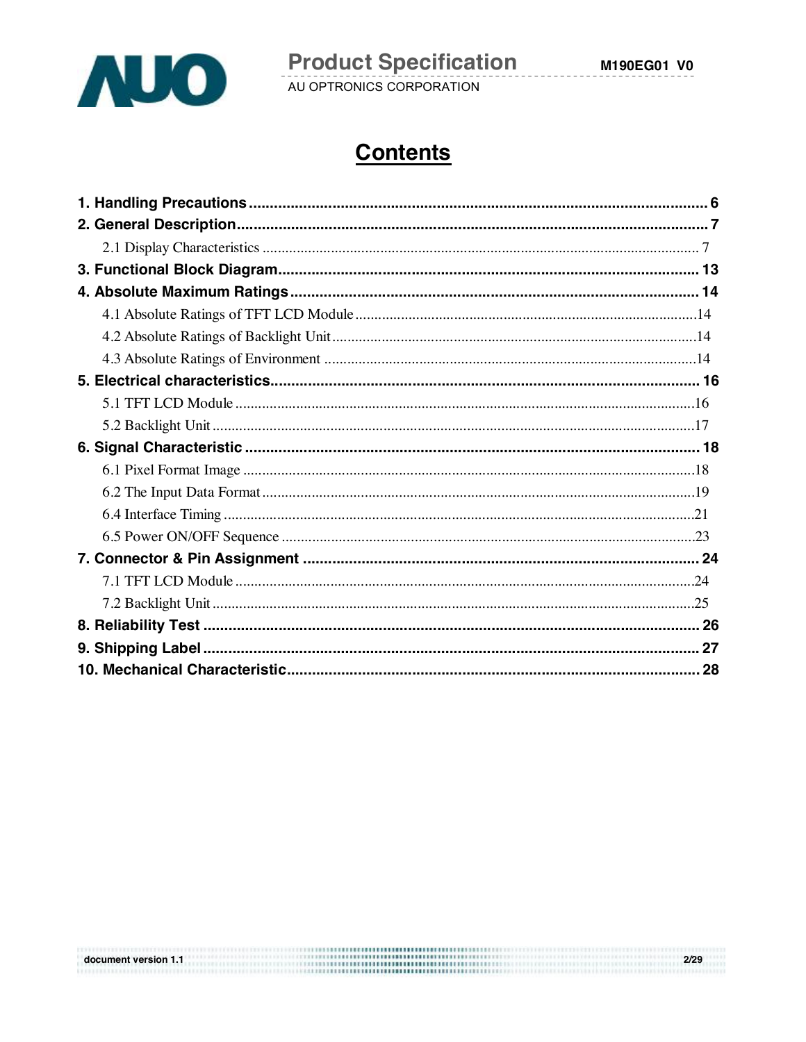# Contents

**1. Handling Precautions ............................................................................................................ 6**

**2. General Description.................................................................................................................. 7**

2.1 Display Characteristics ...................................................................................................... 7

**3. Functional Block Diagram.................................................................................................... 13**

**4. Absolute Maximum Ratings ................................................................................................ 14**

4.1 Absolute Ratings of TFT LCD Module ..........................................................................14

4.2 Absolute Ratings of Backlight Unit ................................................................................14

4.3 Absolute Ratings of Environment ..................................................................................14

**5. Electrical characteristics...................................................................................................... 16**

5.1 TFT LCD Module ..........................................................................................................16

5.2 Backlight Unit ................................................................................................................17

**6. Signal Characteristic ............................................................................................................ 18**

6.1 Pixel Format Image .......................................................................................................18

6.2 The Input Data Format...................................................................................................19

6.4 Interface Timing .............................................................................................................21

6.5 Power ON/OFF Sequence .............................................................................................23

**7. Connector & Pin Assignment ............................................................................................. 24**

7.1 TFT LCD Module ...........................................................................................................24

7.2 Backlight Unit ................................................................................................................25

**8. Reliability Test ...................................................................................................................... 26**

**9. Shipping Label ...................................................................................................................... 27**

**10. Mechanical Characteristic.................................................................................................. 28**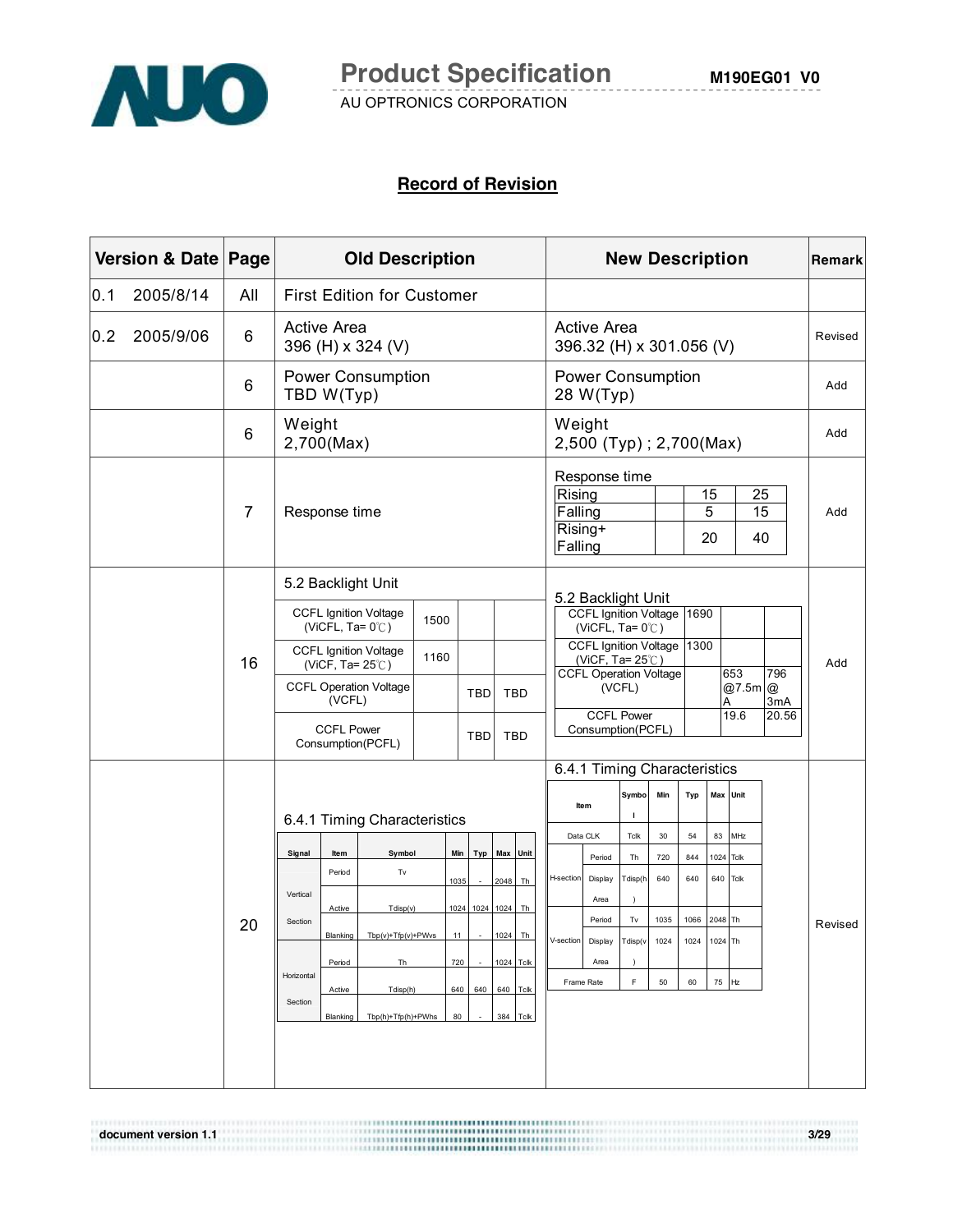## Record of Revision

| Version & Date | Page | Old Description | New Description | Remark |
|---|---|---|---|---|
| 0.1 2005/8/14 | All | First Edition for Customer | | |
| 0.2 2005/9/06 | 6 | Active Area<br>396 (H) x 324 (V) | Active Area<br>396.32 (H) x 301.056 (V) | Revised |
| | 6 | Power Consumption<br>TBD W(Typ) | Power Consumption<br>28 W(Typ) | Add |
| | 6 | Weight<br>2,700(Max) | Weight<br>2,500 (Typ) ; 2,700(Max) | Add |
| | 7 | Response time | Response time<br>Rising \| \| 15 \| 25<br>Falling \| \| 5 \| 15<br>Rising+Falling \| \| 20 \| 40 | Add |
| | 16 | 5.2 Backlight Unit<br>CCFL Ignition Voltage (ViCFL, Ta= 0℃) \| 1500 \| \|<br>CCFL Ignition Voltage (ViCF, Ta= 25℃) \| 1160 \| \|<br>CCFL Operation Voltage (VCFL) \| \| TBD \| TBD<br>CCFL Power Consumption(PCFL) \| \| TBD \| TBD | 5.2 Backlight Unit<br>CCFL Ignition Voltage (ViCFL, Ta= 0℃) \| 1690 \| \|<br>CCFL Ignition Voltage (ViCF, Ta= 25℃) \| 1300 \| \|<br>CCFL Operation Voltage (VCFL) \| \| 653 @7.5mA \| 796 @ 3mA<br>CCFL Power Consumption(PCFL) \| \| 19.6 \| 20.56 | Add |
| | 20 | 6.4.1 Timing Characteristics (see old table below) | 6.4.1 Timing Characteristics (see new table below) | Revised |

**Page 20 – Old Description: 6.4.1 Timing Characteristics**

| Signal | Item | Symbol | Min | Typ | Max | Unit |
|---|---|---|---|---|---|---|
| Vertical Section | Period | Tv | 1035 | - | 2048 | Th |
| | Active | Tdisp(v) | 1024 | 1024 | 1024 | Th |
| | Blanking | Tbp(v)+Tfp(v)+PWvs | 11 | - | 1024 | Th |
| Horizontal Section | Period | Th | 720 | - | 1024 | Tclk |
| | Active | Tdisp(h) | 640 | 640 | 640 | Tclk |
| | Blanking | Tbp(h)+Tfp(h)+PWhs | 80 | - | 384 | Tclk |

**Page 20 – New Description: 6.4.1 Timing Characteristics**

| Item | | Symbol | Min | Typ | Max | Unit |
|---|---|---|---|---|---|---|
| Data CLK | | Tclk | 30 | 54 | 83 | MHz |
| H-section | Period | Th | 720 | 844 | 1024 | Tclk |
| | Display Area | Tdisp(h) | 640 | 640 | 640 | Tclk |
| V-section | Period | Tv | 1035 | 1066 | 2048 | Th |
| | Display Area | Tdisp(v) | 1024 | 1024 | 1024 | Th |
| Frame Rate | | F | 50 | 60 | 75 | Hz |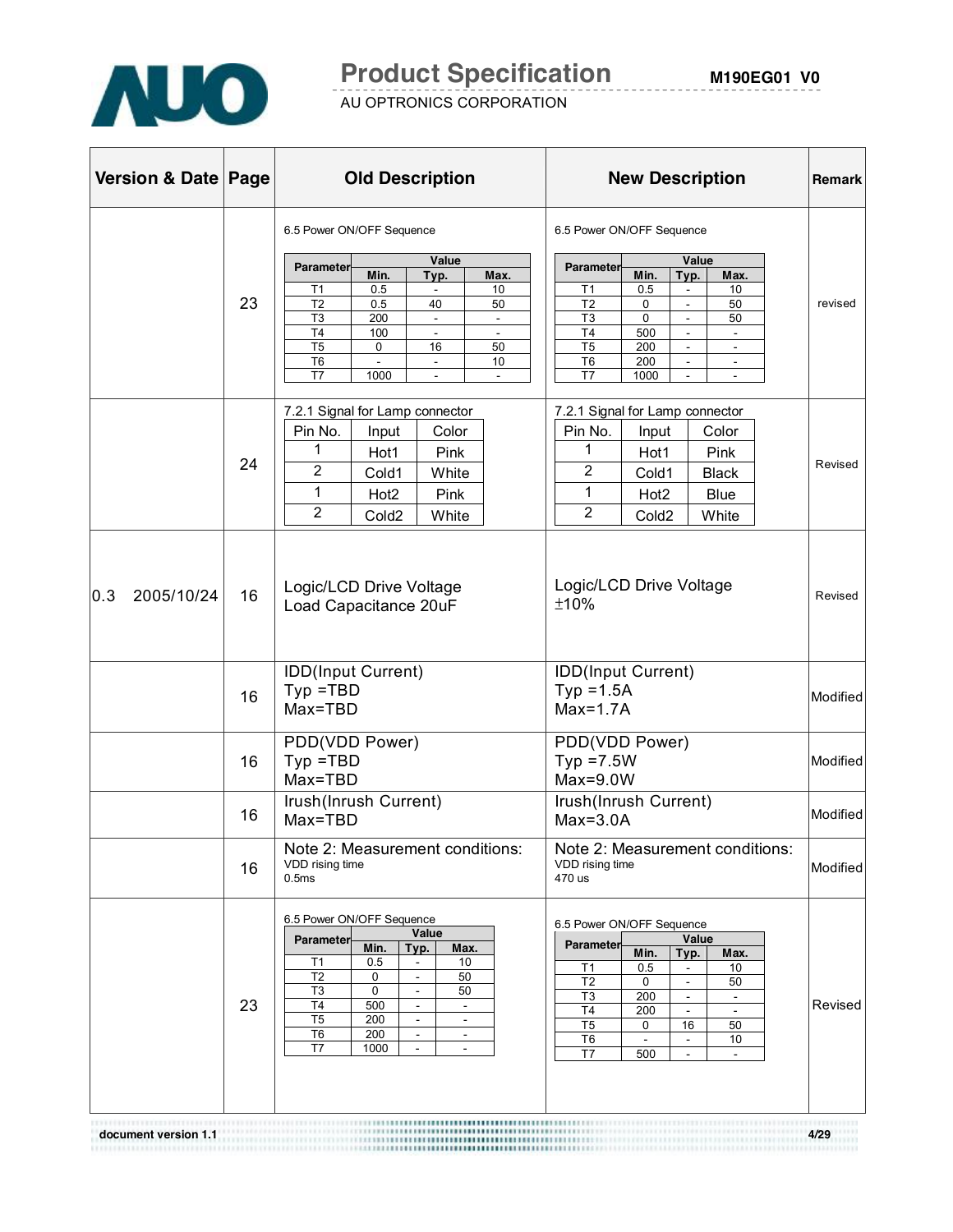| Version & Date | Page | Old Description | New Description | Remark |
|---|---|---|---|---|
| | 23 | 6.5 Power ON/OFF Sequence<br><br>Parameter / Min. / Typ. / Max.<br>T1 / 0.5 / - / 10<br>T2 / 0.5 / 40 / 50<br>T3 / 200 / - / -<br>T4 / 100 / - / -<br>T5 / 0 / 16 / 50<br>T6 / - / - / 10<br>T7 / 1000 / - / - | 6.5 Power ON/OFF Sequence<br><br>Parameter / Min. / Typ. / Max.<br>T1 / 0.5 / - / 10<br>T2 / 0 / - / 50<br>T3 / 0 / - / 50<br>T4 / 500 / - / -<br>T5 / 200 / - / -<br>T6 / 200 / - / -<br>T7 / 1000 / - / - | revised |
| | 24 | 7.2.1 Signal for Lamp connector<br><br>Pin No. / Input / Color<br>1 / Hot1 / Pink<br>2 / Cold1 / White<br>1 / Hot2 / Pink<br>2 / Cold2 / White | 7.2.1 Signal for Lamp connector<br><br>Pin No. / Input / Color<br>1 / Hot1 / Pink<br>2 / Cold1 / Black<br>1 / Hot2 / Blue<br>2 / Cold2 / White | Revised |
| 0.3 2005/10/24 | 16 | Logic/LCD Drive Voltage<br>Load Capacitance 20uF | Logic/LCD Drive Voltage<br>±10% | Revised |
| | 16 | IDD(Input Current)<br>Typ =TBD<br>Max=TBD | IDD(Input Current)<br>Typ =1.5A<br>Max=1.7A | Modified |
| | 16 | PDD(VDD Power)<br>Typ =TBD<br>Max=TBD | PDD(VDD Power)<br>Typ =7.5W<br>Max=9.0W | Modified |
| | 16 | Irush(Inrush Current)<br>Max=TBD | Irush(Inrush Current)<br>Max=3.0A | Modified |
| | 16 | Note 2: Measurement conditions:<br>VDD rising time<br>0.5ms | Note 2: Measurement conditions:<br>VDD rising time<br>470 us | Modified |
| | 23 | 6.5 Power ON/OFF Sequence<br><br>Parameter / Min. / Typ. / Max.<br>T1 / 0.5 / - / 10<br>T2 / 0 / - / 50<br>T3 / 0 / - / 50<br>T4 / 500 / - / -<br>T5 / 200 / - / -<br>T6 / 200 / - / -<br>T7 / 1000 / - / - | 6.5 Power ON/OFF Sequence<br><br>Parameter / Min. / Typ. / Max.<br>T1 / 0.5 / - / 10<br>T2 / 0 / - / 50<br>T3 / 200 / - / -<br>T4 / 200 / - / -<br>T5 / 0 / 16 / 50<br>T6 / - / - / 10<br>T7 / 500 / - / - | Revised |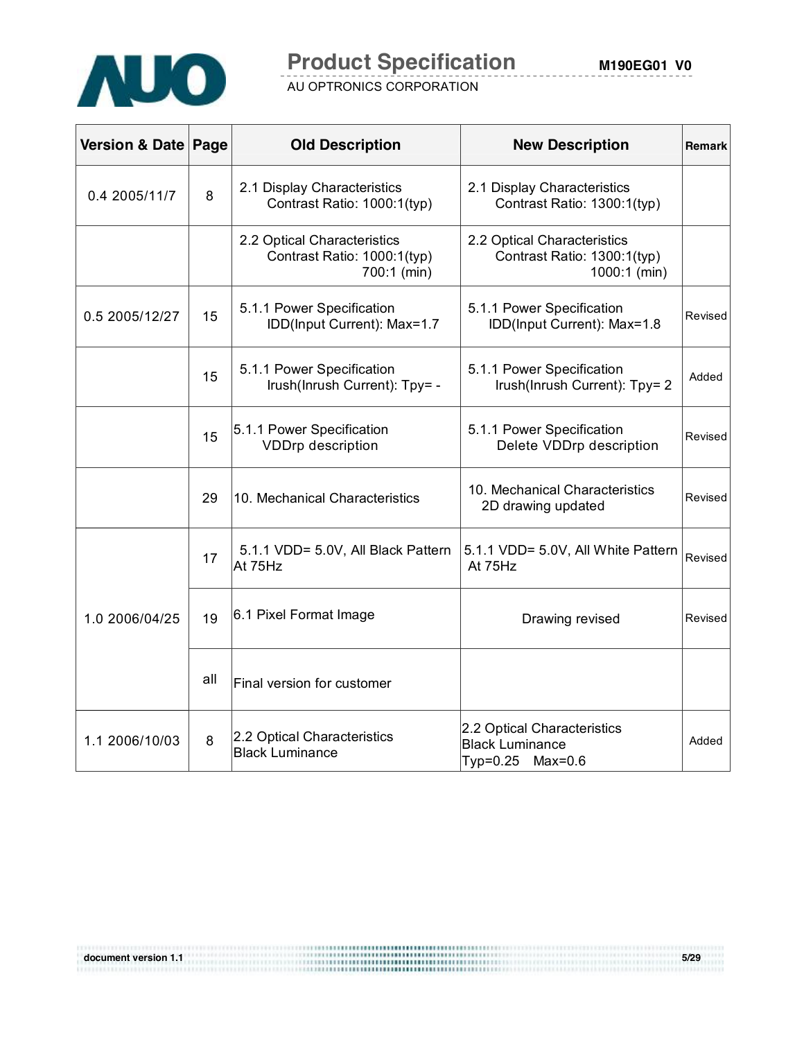| Version & Date | Page | Old Description | New Description | Remark |
|---|---|---|---|---|
| 0.4 2005/11/7 | 8 | 2.1 Display Characteristics<br>Contrast Ratio: 1000:1(typ) | 2.1 Display Characteristics<br>Contrast Ratio: 1300:1(typ) | |
| | | 2.2 Optical Characteristics<br>Contrast Ratio: 1000:1(typ)<br>700:1 (min) | 2.2 Optical Characteristics<br>Contrast Ratio: 1300:1(typ)<br>1000:1 (min) | |
| 0.5 2005/12/27 | 15 | 5.1.1 Power Specification<br>IDD(Input Current): Max=1.7 | 5.1.1 Power Specification<br>IDD(Input Current): Max=1.8 | Revised |
| | 15 | 5.1.1 Power Specification<br>Irush(Inrush Current): Tpy= - | 5.1.1 Power Specification<br>Irush(Inrush Current): Tpy= 2 | Added |
| | 15 | 5.1.1 Power Specification<br>VDDrp description | 5.1.1 Power Specification<br>Delete VDDrp description | Revised |
| | 29 | 10. Mechanical Characteristics | 10. Mechanical Characteristics<br>2D drawing updated | Revised |
| 1.0 2006/04/25 | 17 | 5.1.1 VDD= 5.0V, All Black Pattern At 75Hz | 5.1.1 VDD= 5.0V, All White Pattern At 75Hz | Revised |
| | 19 | 6.1 Pixel Format Image | Drawing revised | Revised |
| | all | Final version for customer | | |
| 1.1 2006/10/03 | 8 | 2.2 Optical Characteristics<br>Black Luminance | 2.2 Optical Characteristics<br>Black Luminance<br>Typ=0.25 Max=0.6 | Added |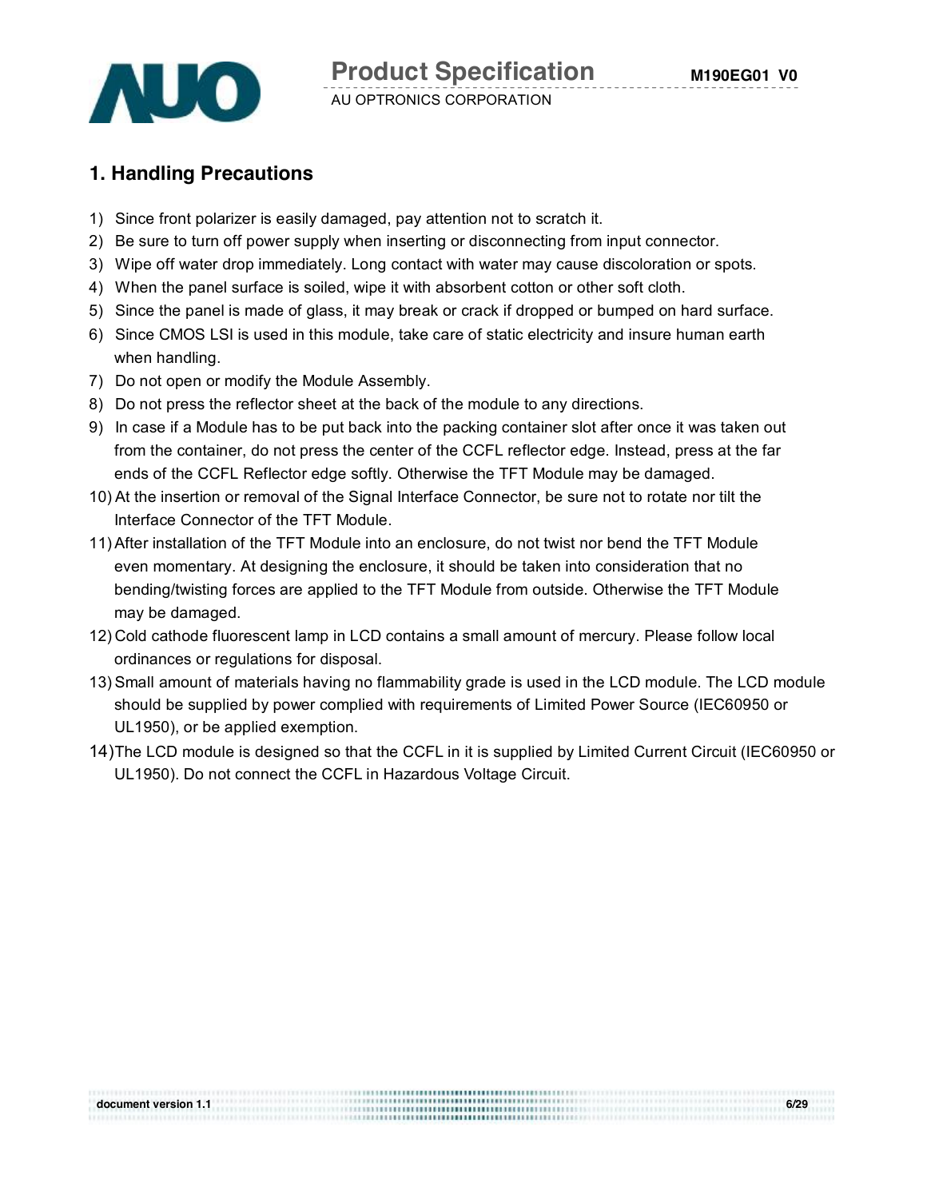## 1. Handling Precautions

1) Since front polarizer is easily damaged, pay attention not to scratch it.
2) Be sure to turn off power supply when inserting or disconnecting from input connector.
3) Wipe off water drop immediately. Long contact with water may cause discoloration or spots.
4) When the panel surface is soiled, wipe it with absorbent cotton or other soft cloth.
5) Since the panel is made of glass, it may break or crack if dropped or bumped on hard surface.
6) Since CMOS LSI is used in this module, take care of static electricity and insure human earth when handling.
7) Do not open or modify the Module Assembly.
8) Do not press the reflector sheet at the back of the module to any directions.
9) In case if a Module has to be put back into the packing container slot after once it was taken out from the container, do not press the center of the CCFL reflector edge. Instead, press at the far ends of the CCFL Reflector edge softly. Otherwise the TFT Module may be damaged.
10) At the insertion or removal of the Signal Interface Connector, be sure not to rotate nor tilt the Interface Connector of the TFT Module.
11) After installation of the TFT Module into an enclosure, do not twist nor bend the TFT Module even momentary. At designing the enclosure, it should be taken into consideration that no bending/twisting forces are applied to the TFT Module from outside. Otherwise the TFT Module may be damaged.
12) Cold cathode fluorescent lamp in LCD contains a small amount of mercury. Please follow local ordinances or regulations for disposal.
13) Small amount of materials having no flammability grade is used in the LCD module. The LCD module should be supplied by power complied with requirements of Limited Power Source (IEC60950 or UL1950), or be applied exemption.
14) The LCD module is designed so that the CCFL in it is supplied by Limited Current Circuit (IEC60950 or UL1950). Do not connect the CCFL in Hazardous Voltage Circuit.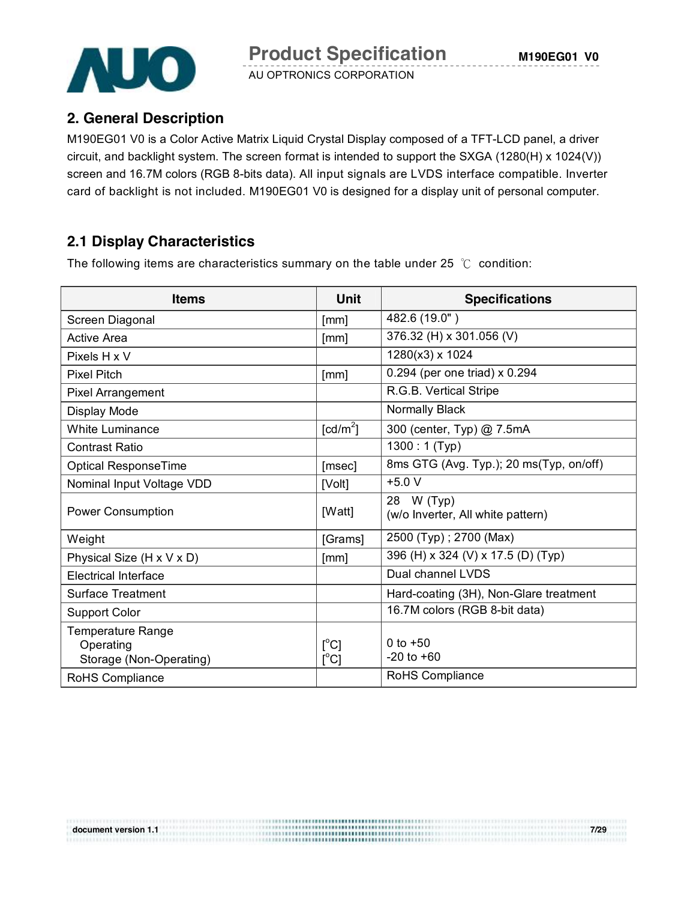## 2. General Description

M190EG01 V0 is a Color Active Matrix Liquid Crystal Display composed of a TFT-LCD panel, a driver circuit, and backlight system. The screen format is intended to support the SXGA (1280(H) x 1024(V)) screen and 16.7M colors (RGB 8-bits data). All input signals are LVDS interface compatible. Inverter card of backlight is not included. M190EG01 V0 is designed for a display unit of personal computer.

### 2.1 Display Characteristics

The following items are characteristics summary on the table under 25 ℃ condition:

| Items | Unit | Specifications |
|---|---|---|
| Screen Diagonal | [mm] | 482.6 (19.0" ) |
| Active Area | [mm] | 376.32 (H) x 301.056 (V) |
| Pixels H x V | | 1280(x3) x 1024 |
| Pixel Pitch | [mm] | 0.294 (per one triad) x 0.294 |
| Pixel Arrangement | | R.G.B. Vertical Stripe |
| Display Mode | | Normally Black |
| White Luminance | [cd/m$^2$] | 300 (center, Typ) @ 7.5mA |
| Contrast Ratio | | 1300 : 1 (Typ) |
| Optical ResponseTime | [msec] | 8ms GTG (Avg. Typ.); 20 ms(Typ, on/off) |
| Nominal Input Voltage VDD | [Volt] | +5.0 V |
| Power Consumption | [Watt] | 28 W (Typ)<br>(w/o Inverter, All white pattern) |
| Weight | [Grams] | 2500 (Typ) ; 2700 (Max) |
| Physical Size (H x V x D) | [mm] | 396 (H) x 324 (V) x 17.5 (D) (Typ) |
| Electrical Interface | | Dual channel LVDS |
| Surface Treatment | | Hard-coating (3H), Non-Glare treatment |
| Support Color | | 16.7M colors (RGB 8-bit data) |
| Temperature Range<br>Operating<br>Storage (Non-Operating) | <br>[$^o$C]<br>[$^o$C] | <br>0 to +50<br>-20 to +60 |
| RoHS Compliance | | RoHS Compliance |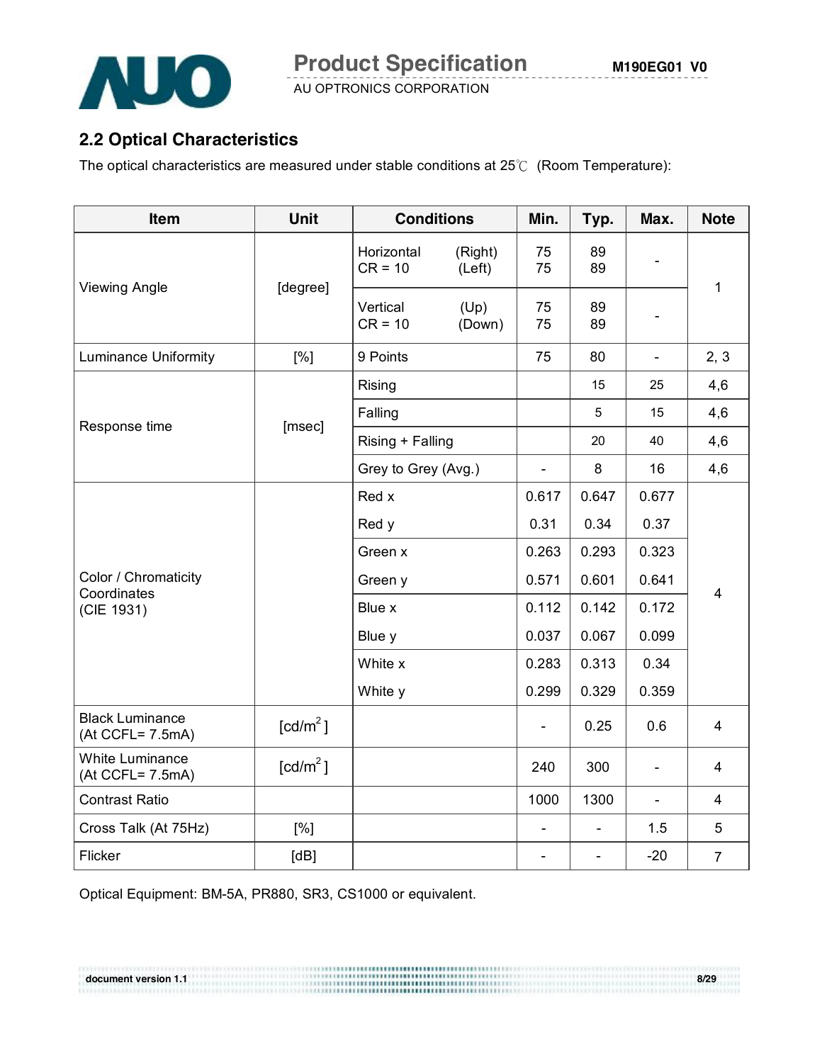## 2.2 Optical Characteristics

The optical characteristics are measured under stable conditions at 25℃ (Room Temperature):

| Item | Unit | Conditions | Min. | Typ. | Max. | Note |
|---|---|---|---|---|---|---|
| Viewing Angle | [degree] | Horizontal (Right) CR = 10 (Left) | 75<br>75 | 89<br>89 | - | 1 |
| | | Vertical (Up) CR = 10 (Down) | 75<br>75 | 89<br>89 | - | |
| Luminance Uniformity | [%] | 9 Points | 75 | 80 | - | 2, 3 |
| Response time | [msec] | Rising | | 15 | 25 | 4,6 |
| | | Falling | | 5 | 15 | 4,6 |
| | | Rising + Falling | | 20 | 40 | 4,6 |
| | | Grey to Grey (Avg.) | - | 8 | 16 | 4,6 |
| Color / Chromaticity Coordinates (CIE 1931) | | Red x | 0.617 | 0.647 | 0.677 | 4 |
| | | Red y | 0.31 | 0.34 | 0.37 | |
| | | Green x | 0.263 | 0.293 | 0.323 | |
| | | Green y | 0.571 | 0.601 | 0.641 | |
| | | Blue x | 0.112 | 0.142 | 0.172 | |
| | | Blue y | 0.037 | 0.067 | 0.099 | |
| | | White x | 0.283 | 0.313 | 0.34 | |
| | | White y | 0.299 | 0.329 | 0.359 | |
| Black Luminance (At CCFL= 7.5mA) | [cd/m$^2$] | | - | 0.25 | 0.6 | 4 |
| White Luminance (At CCFL= 7.5mA) | [cd/m$^2$] | | 240 | 300 | - | 4 |
| Contrast Ratio | | | 1000 | 1300 | - | 4 |
| Cross Talk (At 75Hz) | [%] | | - | - | 1.5 | 5 |
| Flicker | [dB] | | - | - | -20 | 7 |

Optical Equipment: BM-5A, PR880, SR3, CS1000 or equivalent.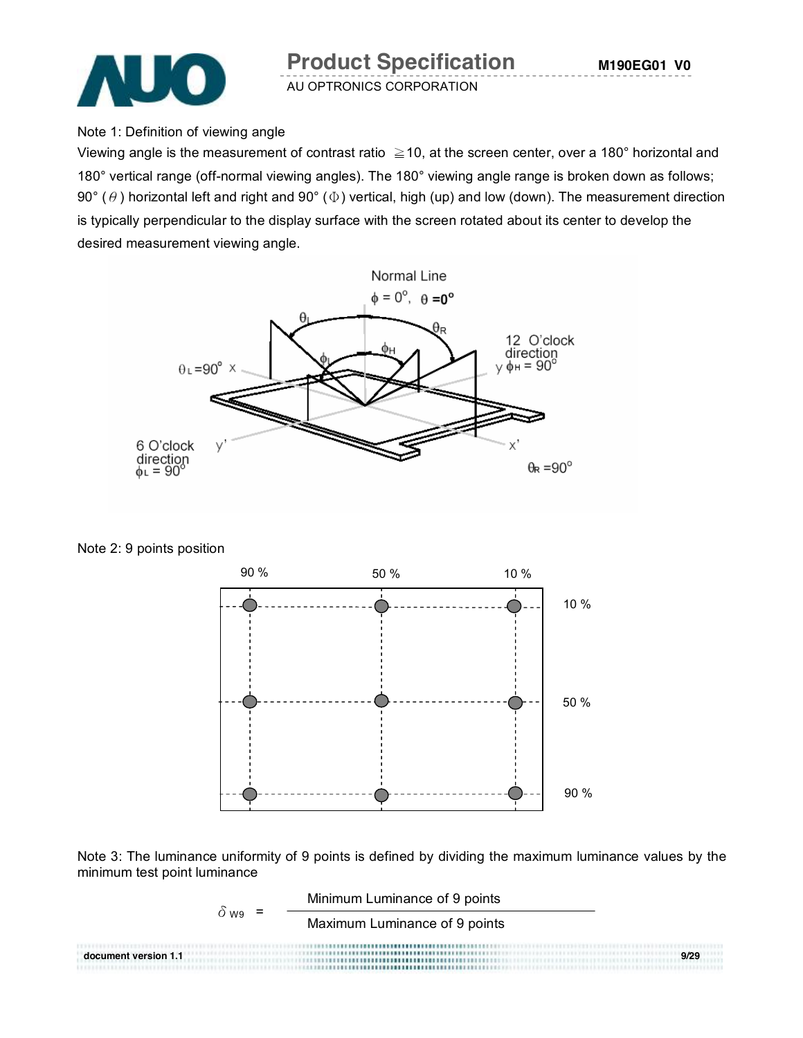Note 1: Definition of viewing angle

Viewing angle is the measurement of contrast ratio ≧10, at the screen center, over a 180° horizontal and 180° vertical range (off-normal viewing angles). The 180° viewing angle range is broken down as follows; 90° ($\theta$) horizontal left and right and 90° ($\Phi$) vertical, high (up) and low (down). The measurement direction is typically perpendicular to the display surface with the screen rotated about its center to develop the desired measurement viewing angle.

Note 2: 9 points position

Note 3: The luminance uniformity of 9 points is defined by dividing the maximum luminance values by the minimum test point luminance

$$\delta_{W9} = \frac{\text{Minimum Luminance of 9 points}}{\text{Maximum Luminance of 9 points}}$$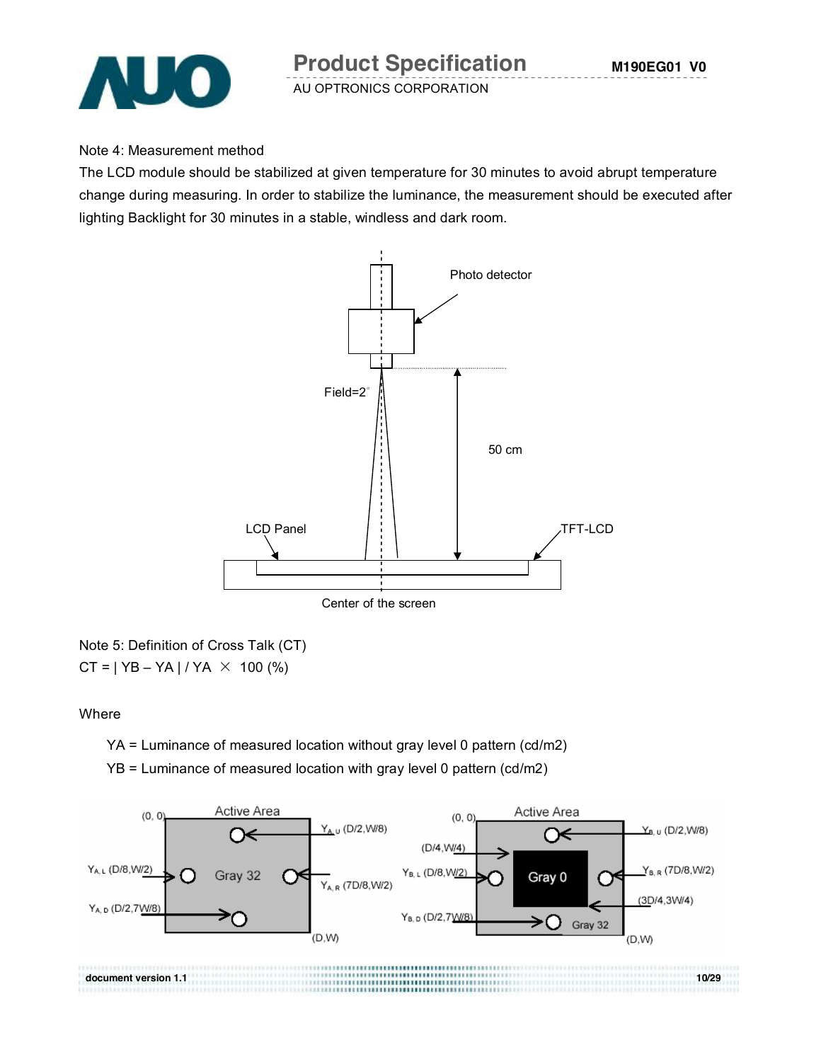Note 4: Measurement method

The LCD module should be stabilized at given temperature for 30 minutes to avoid abrupt temperature change during measuring. In order to stabilize the luminance, the measurement should be executed after lighting Backlight for 30 minutes in a stable, windless and dark room.

Photo detector

Field=2°

50 cm

LCD Panel

TFT-LCD

Center of the screen

Note 5: Definition of Cross Talk (CT)

$$CT = | YB - YA | / YA \times 100\ (\%)$$

Where

YA = Luminance of measured location without gray level 0 pattern (cd/m2)

YB = Luminance of measured location with gray level 0 pattern (cd/m2)

Active Area: (0, 0), Gray 32, (D,W)

- $Y_{A,U}$ (D/2,W/8)
- $Y_{A,L}$ (D/8,W/2)
- $Y_{A,R}$ (7D/8,W/2)
- $Y_{A,D}$ (D/2,7W/8)

Active Area: (0, 0), Gray 0, Gray 32, (D,W)

- (D/4,W/4)
- (3D/4,3W/4)
- $Y_{B,U}$ (D/2,W/8)
- $Y_{B,L}$ (D/8,W/2)
- $Y_{B,R}$ (7D/8,W/2)
- $Y_{B,D}$ (D/2,7W/8)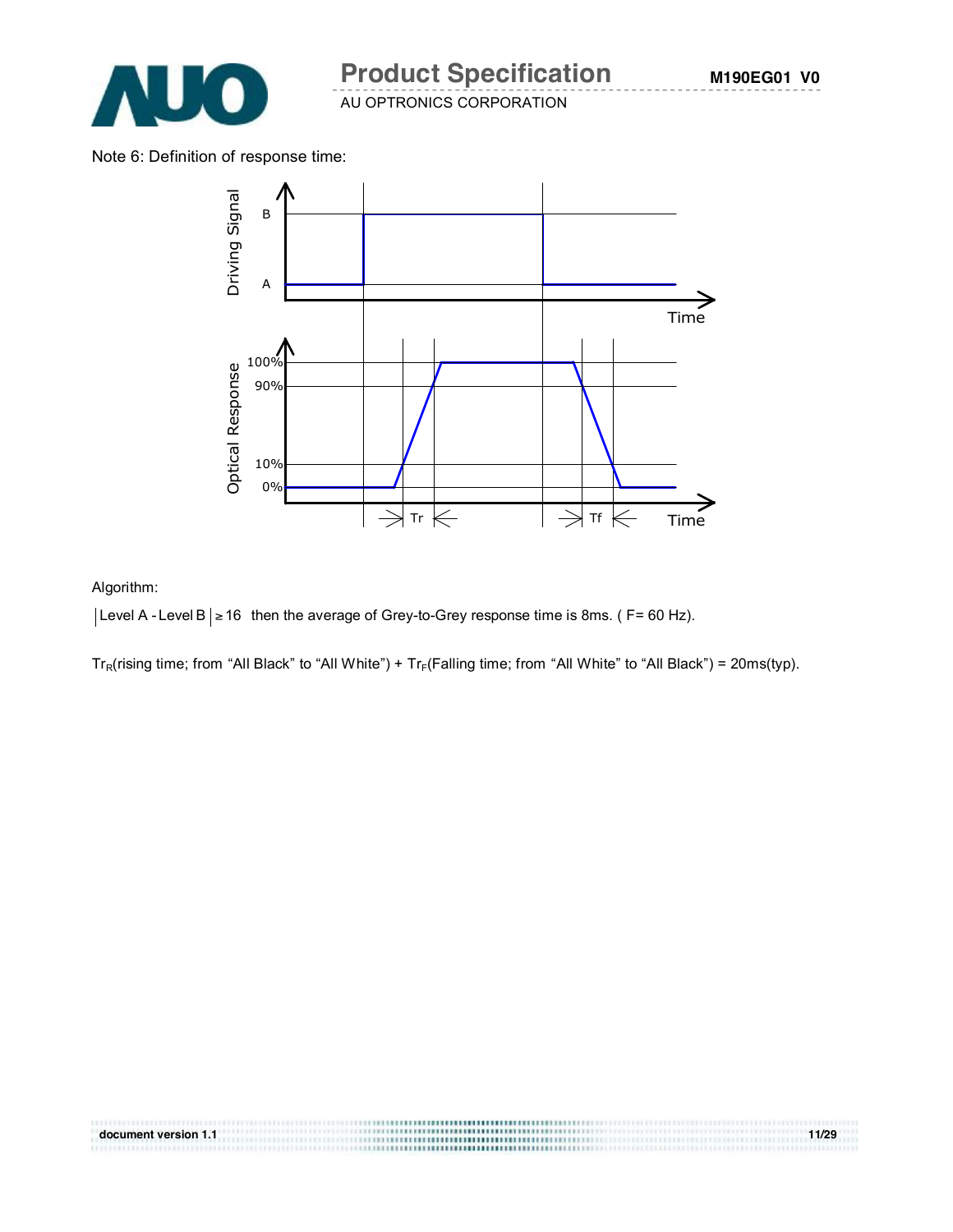Note 6: Definition of response time:

Algorithm:

$|\text{Level A - Level B}| \geq 16$ then the average of Grey-to-Grey response time is 8ms. ( F= 60 Hz).

$Tr_R$(rising time; from “All Black” to “All White”) + $Tr_F$(Falling time; from “All White” to “All Black”) = 20ms(typ).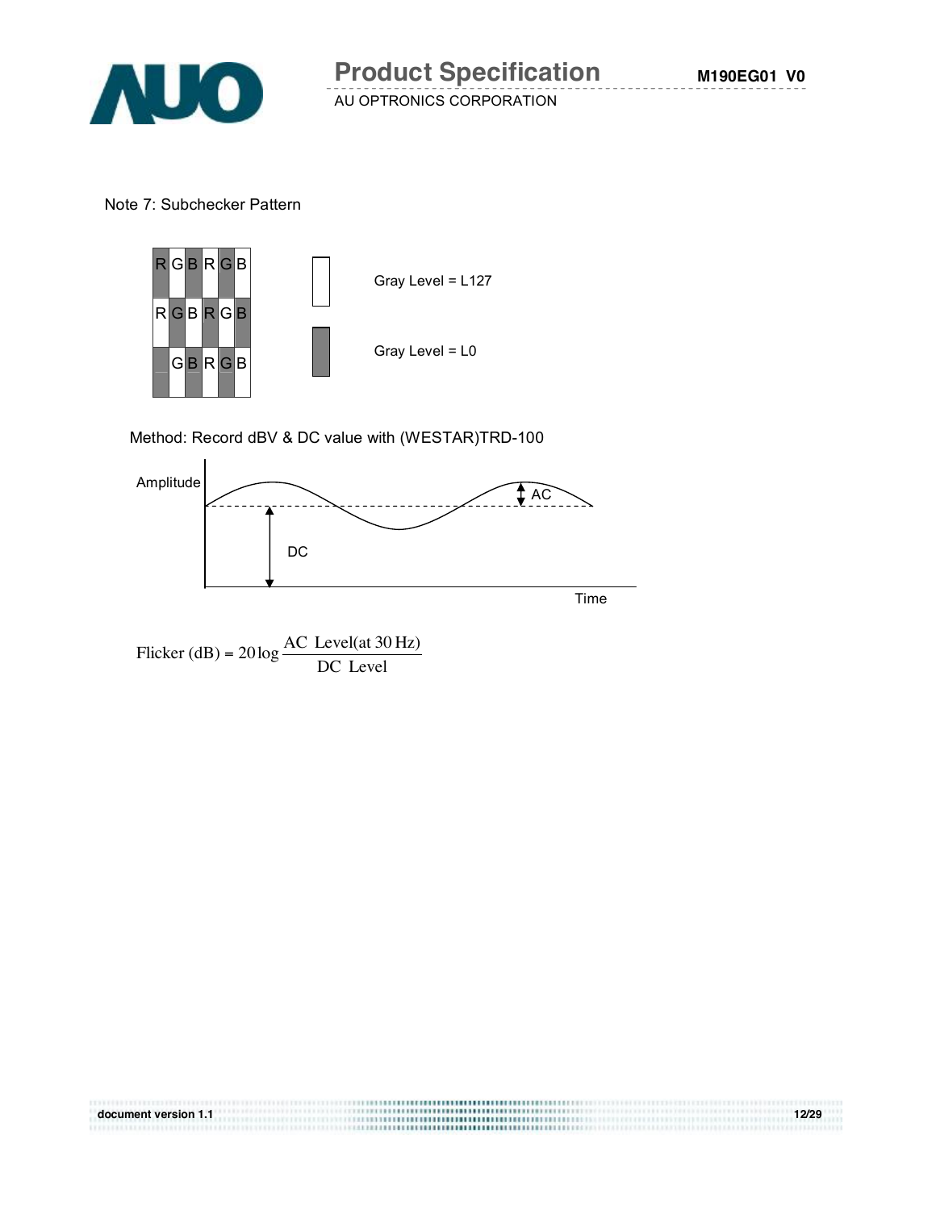Note 7: Subchecker Pattern

Gray Level = L127

Gray Level = L0

Method: Record dBV & DC value with (WESTAR)TRD-100

$$\text{Flicker (dB)} = 20\log\frac{\text{AC Level(at 30 Hz)}}{\text{DC Level}}$$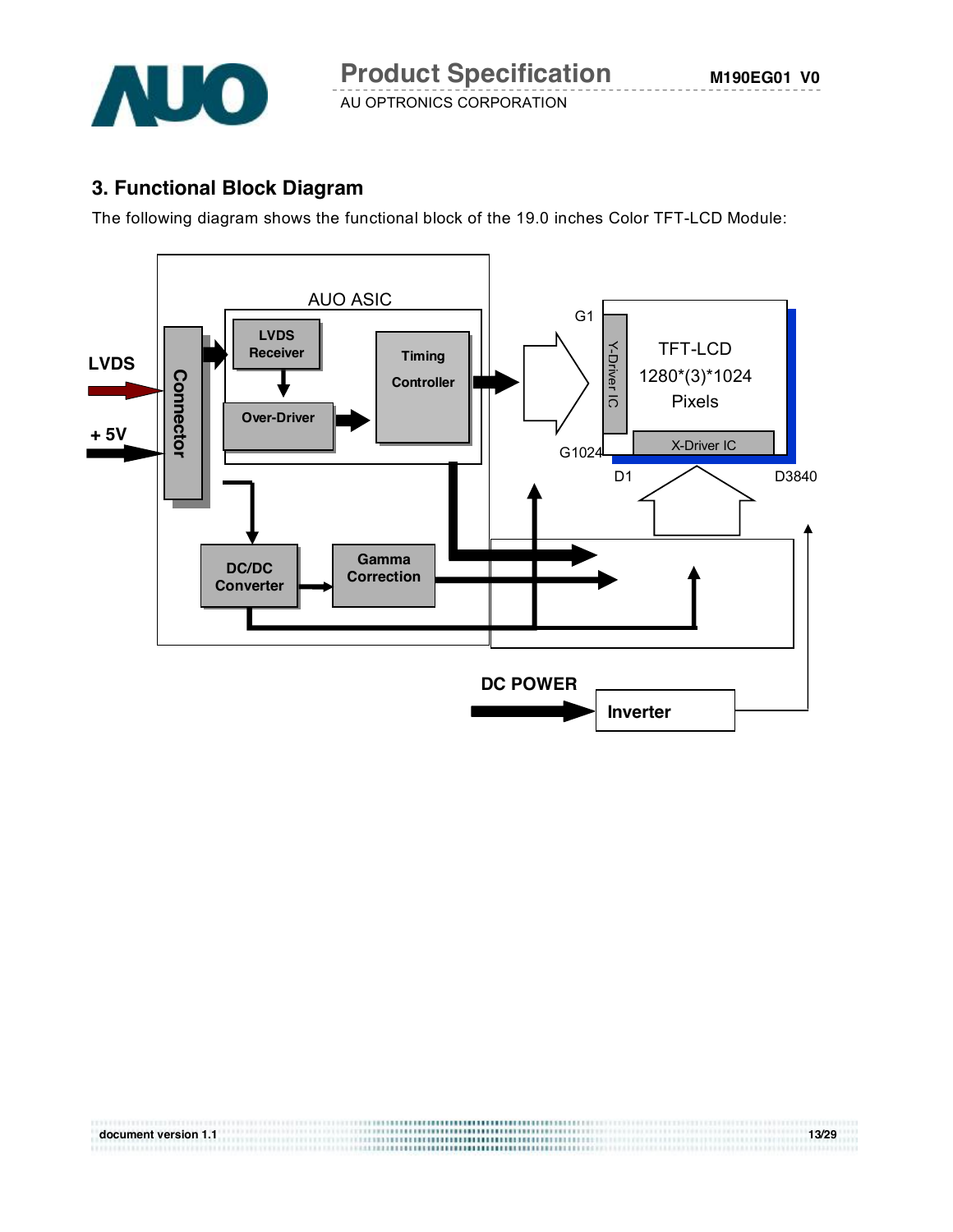## 3. Functional Block Diagram

The following diagram shows the functional block of the 19.0 inches Color TFT-LCD Module:

AUO ASIC

LVDS

Connector

+ 5V

LVDS Receiver

Over-Driver

Timing Controller

DC/DC Converter

Gamma Correction

G1

G1024

Y-Driver IC

TFT-LCD 1280*(3)*1024 Pixels

X-Driver IC

D1

D3840

DC POWER

Inverter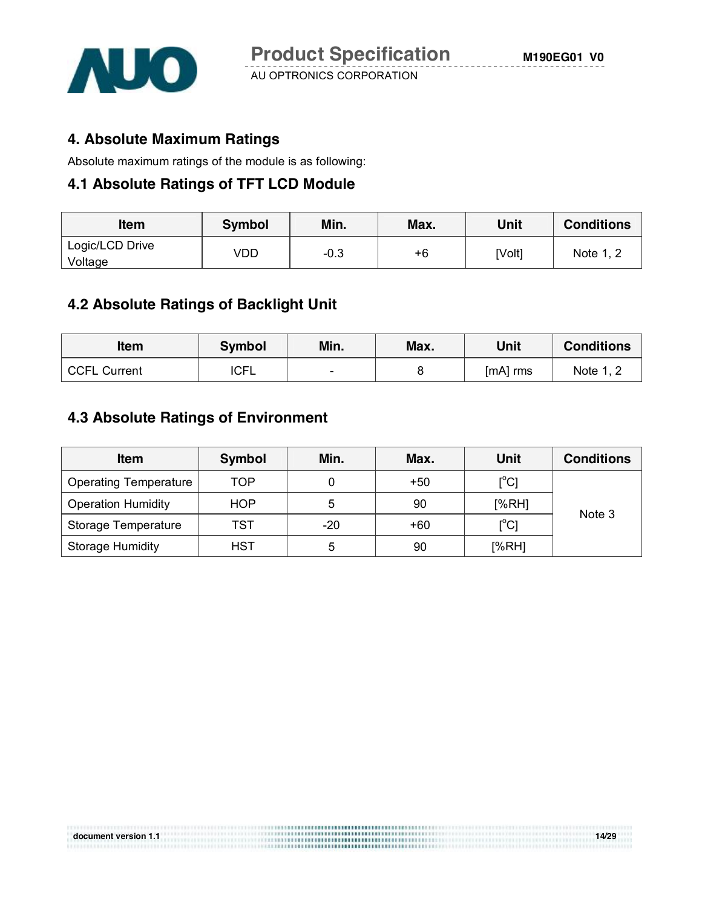## 4. Absolute Maximum Ratings

Absolute maximum ratings of the module is as following:

### 4.1 Absolute Ratings of TFT LCD Module

| Item | Symbol | Min. | Max. | Unit | Conditions |
|---|---|---|---|---|---|
| Logic/LCD Drive Voltage | VDD | -0.3 | +6 | [Volt] | Note 1, 2 |

### 4.2 Absolute Ratings of Backlight Unit

| Item | Symbol | Min. | Max. | Unit | Conditions |
|---|---|---|---|---|---|
| CCFL Current | ICFL | - | 8 | [mA] rms | Note 1, 2 |

### 4.3 Absolute Ratings of Environment

| Item | Symbol | Min. | Max. | Unit | Conditions |
|---|---|---|---|---|---|
| Operating Temperature | TOP | 0 | +50 | [$^{o}$C] | Note 3 |
| Operation Humidity | HOP | 5 | 90 | [%RH] | |
| Storage Temperature | TST | -20 | +60 | [$^{o}$C] | |
| Storage Humidity | HST | 5 | 90 | [%RH] | |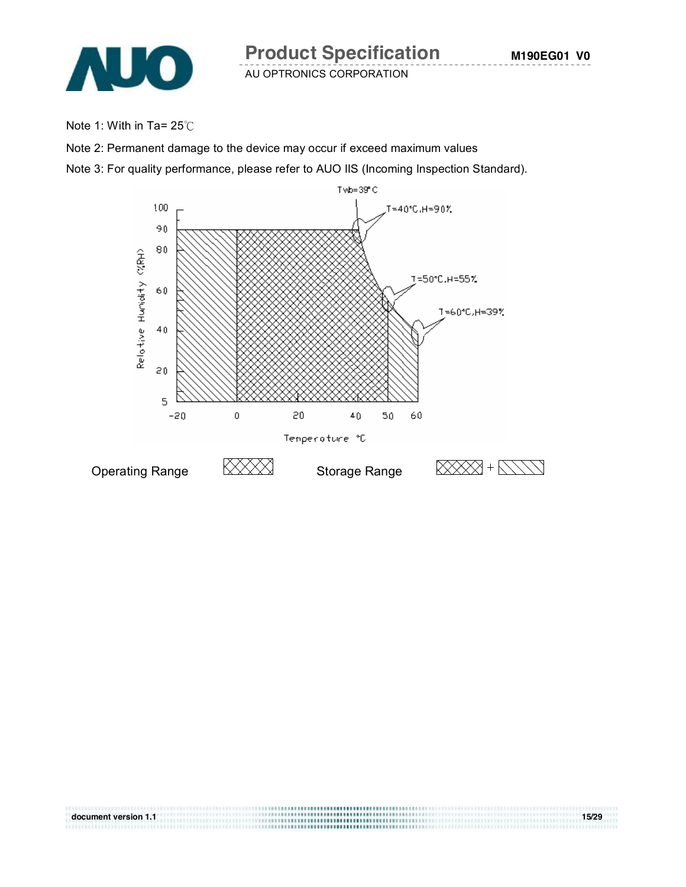Note 1: With in Ta= 25℃

Note 2: Permanent damage to the device may occur if exceed maximum values

Note 3: For quality performance, please refer to AUO IIS (Incoming Inspection Standard).

Operating Range

Storage Range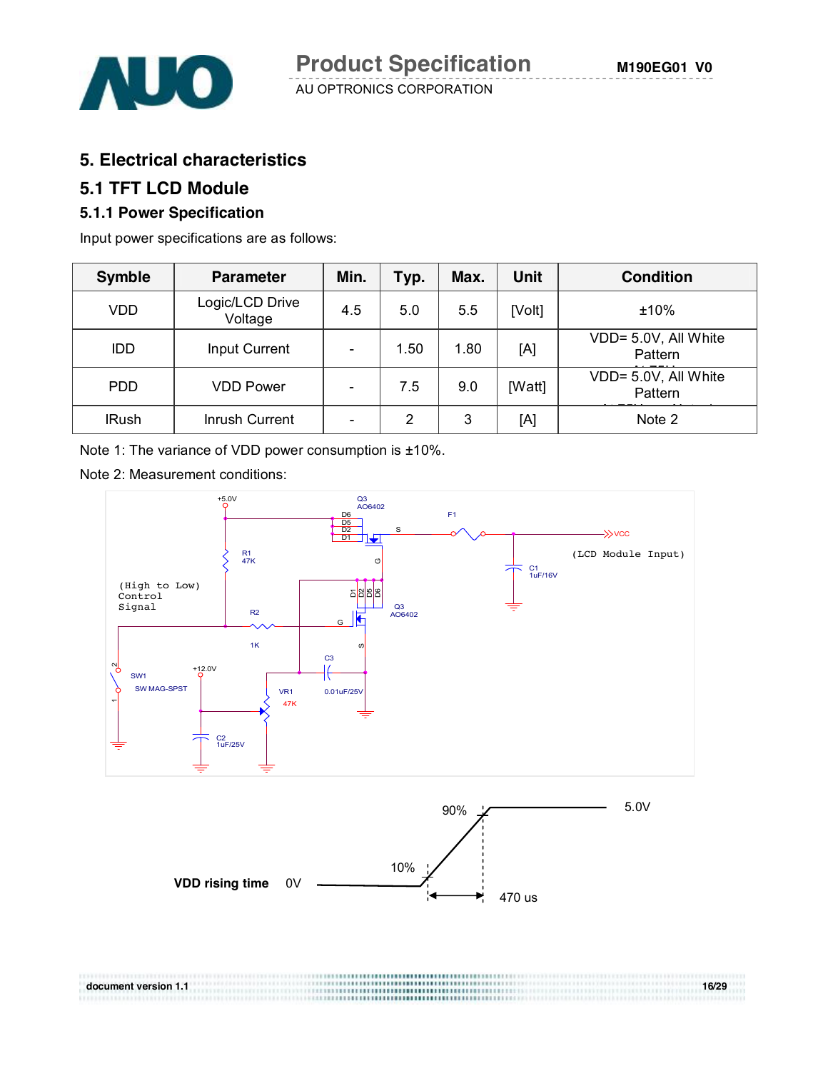# 5. Electrical characteristics

## 5.1 TFT LCD Module

### 5.1.1 Power Specification

Input power specifications are as follows:

| Symble | Parameter | Min. | Typ. | Max. | Unit | Condition |
|---|---|---|---|---|---|---|
| VDD | Logic/LCD Drive Voltage | 4.5 | 5.0 | 5.5 | [Volt] | ±10% |
| IDD | Input Current | - | 1.50 | 1.80 | [A] | VDD= 5.0V, All White Pattern |
| PDD | VDD Power | - | 7.5 | 9.0 | [Watt] | VDD= 5.0V, All White Pattern |
| IRush | Inrush Current | - | 2 | 3 | [A] | Note 2 |

Note 1: The variance of VDD power consumption is ±10%.

Note 2: Measurement conditions:

+5.0V, Q3 AO6402, F1, VCC (LCD Module Input), R1 47K, C1 1uF/16V, (High to Low) Control Signal, R2 1K, Q3 AO6402, C3 0.01uF/25V, SW1 SW MAG-SPST, +12.0V, VR1 47K, C2 1uF/25V

VDD rising time: 0V, 10%, 90%, 5.0V, 470 us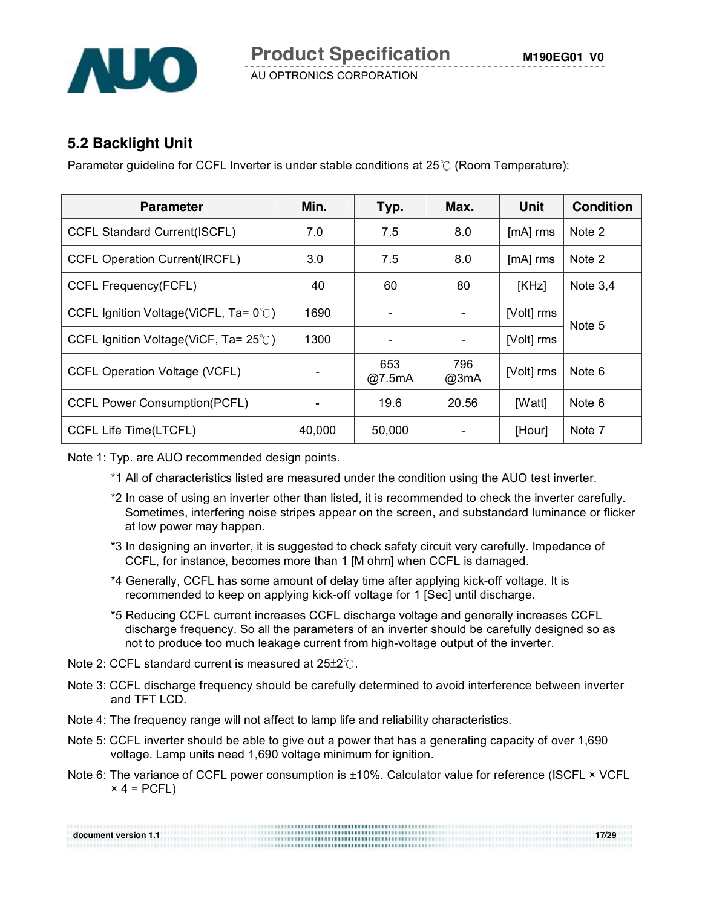## 5.2 Backlight Unit

Parameter guideline for CCFL Inverter is under stable conditions at 25℃ (Room Temperature):

| Parameter | Min. | Typ. | Max. | Unit | Condition |
|---|---|---|---|---|---|
| CCFL Standard Current(ISCFL) | 7.0 | 7.5 | 8.0 | [mA] rms | Note 2 |
| CCFL Operation Current(IRCFL) | 3.0 | 7.5 | 8.0 | [mA] rms | Note 2 |
| CCFL Frequency(FCFL) | 40 | 60 | 80 | [KHz] | Note 3,4 |
| CCFL Ignition Voltage(ViCFL, Ta= 0℃) | 1690 | - | - | [Volt] rms | Note 5 |
| CCFL Ignition Voltage(ViCF, Ta= 25℃) | 1300 | - | - | [Volt] rms | |
| CCFL Operation Voltage (VCFL) | - | 653 @7.5mA | 796 @3mA | [Volt] rms | Note 6 |
| CCFL Power Consumption(PCFL) | - | 19.6 | 20.56 | [Watt] | Note 6 |
| CCFL Life Time(LTCFL) | 40,000 | 50,000 | - | [Hour] | Note 7 |

Note 1: Typ. are AUO recommended design points.

*1 All of characteristics listed are measured under the condition using the AUO test inverter.

*2 In case of using an inverter other than listed, it is recommended to check the inverter carefully. Sometimes, interfering noise stripes appear on the screen, and substandard luminance or flicker at low power may happen.

*3 In designing an inverter, it is suggested to check safety circuit very carefully. Impedance of CCFL, for instance, becomes more than 1 [M ohm] when CCFL is damaged.

*4 Generally, CCFL has some amount of delay time after applying kick-off voltage. It is recommended to keep on applying kick-off voltage for 1 [Sec] until discharge.

*5 Reducing CCFL current increases CCFL discharge voltage and generally increases CCFL discharge frequency. So all the parameters of an inverter should be carefully designed so as not to produce too much leakage current from high-voltage output of the inverter.

Note 2: CCFL standard current is measured at 25±2℃.

Note 3: CCFL discharge frequency should be carefully determined to avoid interference between inverter and TFT LCD.

Note 4: The frequency range will not affect to lamp life and reliability characteristics.

Note 5: CCFL inverter should be able to give out a power that has a generating capacity of over 1,690 voltage. Lamp units need 1,690 voltage minimum for ignition.

Note 6: The variance of CCFL power consumption is ±10%. Calculator value for reference (ISCFL × VCFL × 4 = PCFL)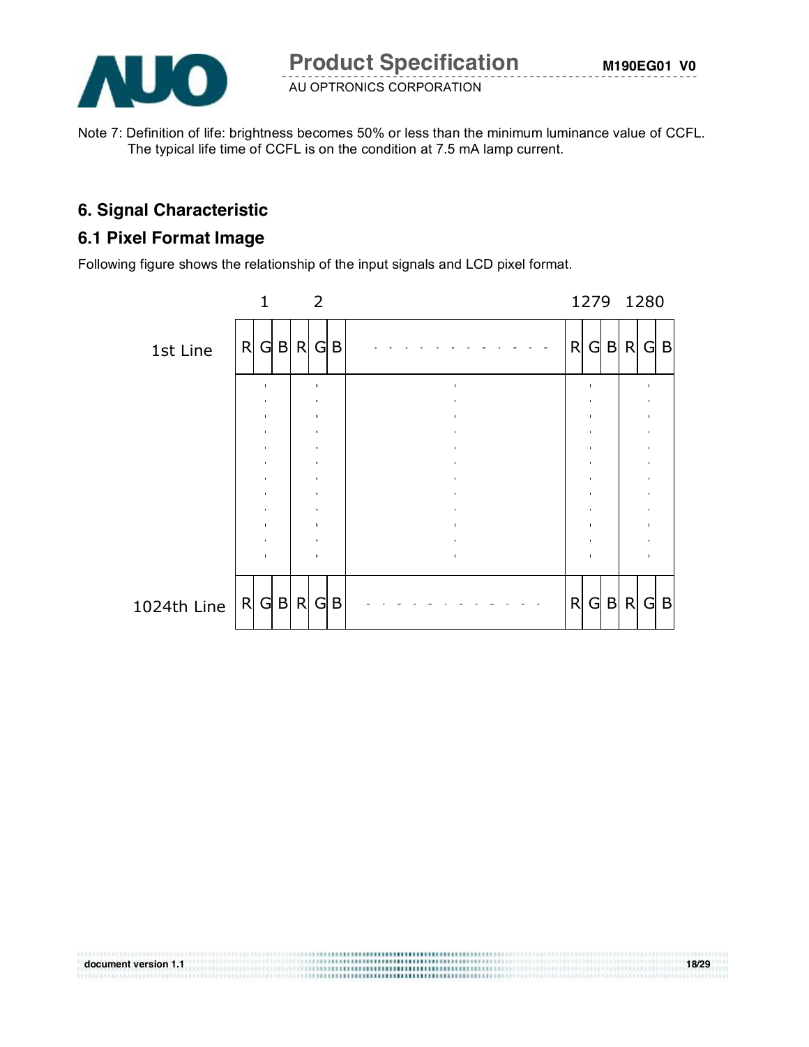Note 7: Definition of life: brightness becomes 50% or less than the minimum luminance value of CCFL.
The typical life time of CCFL is on the condition at 7.5 mA lamp current.

## 6. Signal Characteristic

### 6.1 Pixel Format Image

Following figure shows the relationship of the input signals and LCD pixel format.

|  | 1 | | | 2 | | | | 1279 | | | 1280 | | |
|---|---|---|---|---|---|---|---|---|---|---|---|---|---|
| 1st Line | R | G | B | R | G | B | - - - - - - - - - - - - - | R | G | B | R | G | B |
| 1024th Line | R | G | B | R | G | B | - - - - - - - - - - - - - | R | G | B | R | G | B |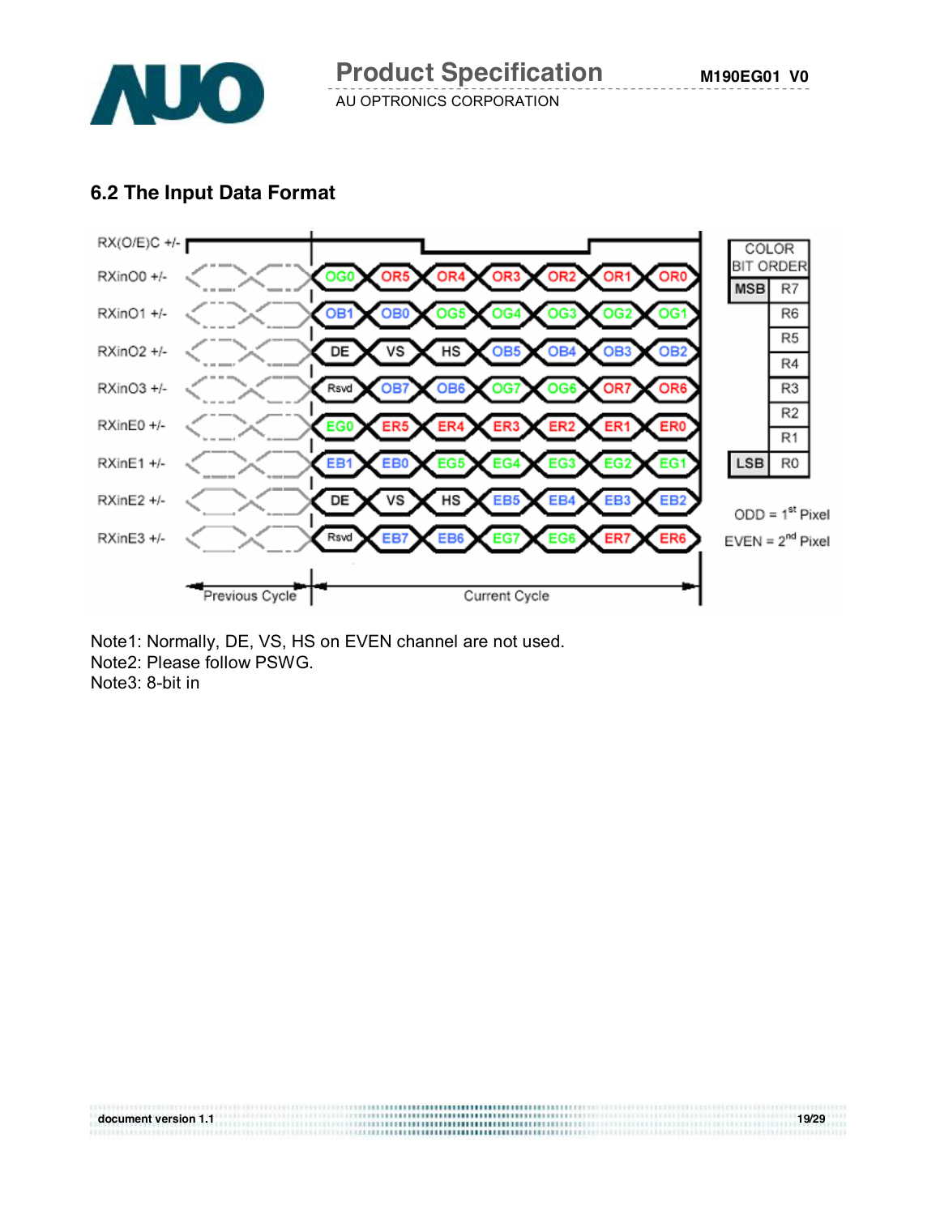## 6.2 The Input Data Format

| Signal | Current Cycle | | | | | | |
|---|---|---|---|---|---|---|---|
| RXinO0 +/- | OG0 | OR5 | OR4 | OR3 | OR2 | OR1 | OR0 |
| RXinO1 +/- | OB1 | OB0 | OG5 | OG4 | OG3 | OG2 | OG1 |
| RXinO2 +/- | DE | VS | HS | OB5 | OB4 | OB3 | OB2 |
| RXinO3 +/- | Rsvd | OB7 | OB6 | OG7 | OG6 | OR7 | OR6 |
| RXinE0 +/- | EG0 | ER5 | ER4 | ER3 | ER2 | ER1 | ER0 |
| RXinE1 +/- | EB1 | EB0 | EG5 | EG4 | EG3 | EG2 | EG1 |
| RXinE2 +/- | DE | VS | HS | EB5 | EB4 | EB3 | EB2 |
| RXinE3 +/- | Rsvd | EB7 | EB6 | EG7 | EG6 | ER7 | ER6 |

RX(O/E)C +/- : clock; Previous Cycle / Current Cycle

| COLOR BIT ORDER | |
|---|---|
| MSB | R7 |
| | R6 |
| | R5 |
| | R4 |
| | R3 |
| | R2 |
| | R1 |
| LSB | R0 |

ODD = 1st Pixel
EVEN = 2nd Pixel

Note1: Normally, DE, VS, HS on EVEN channel are not used.
Note2: Please follow PSWG.
Note3: 8-bit in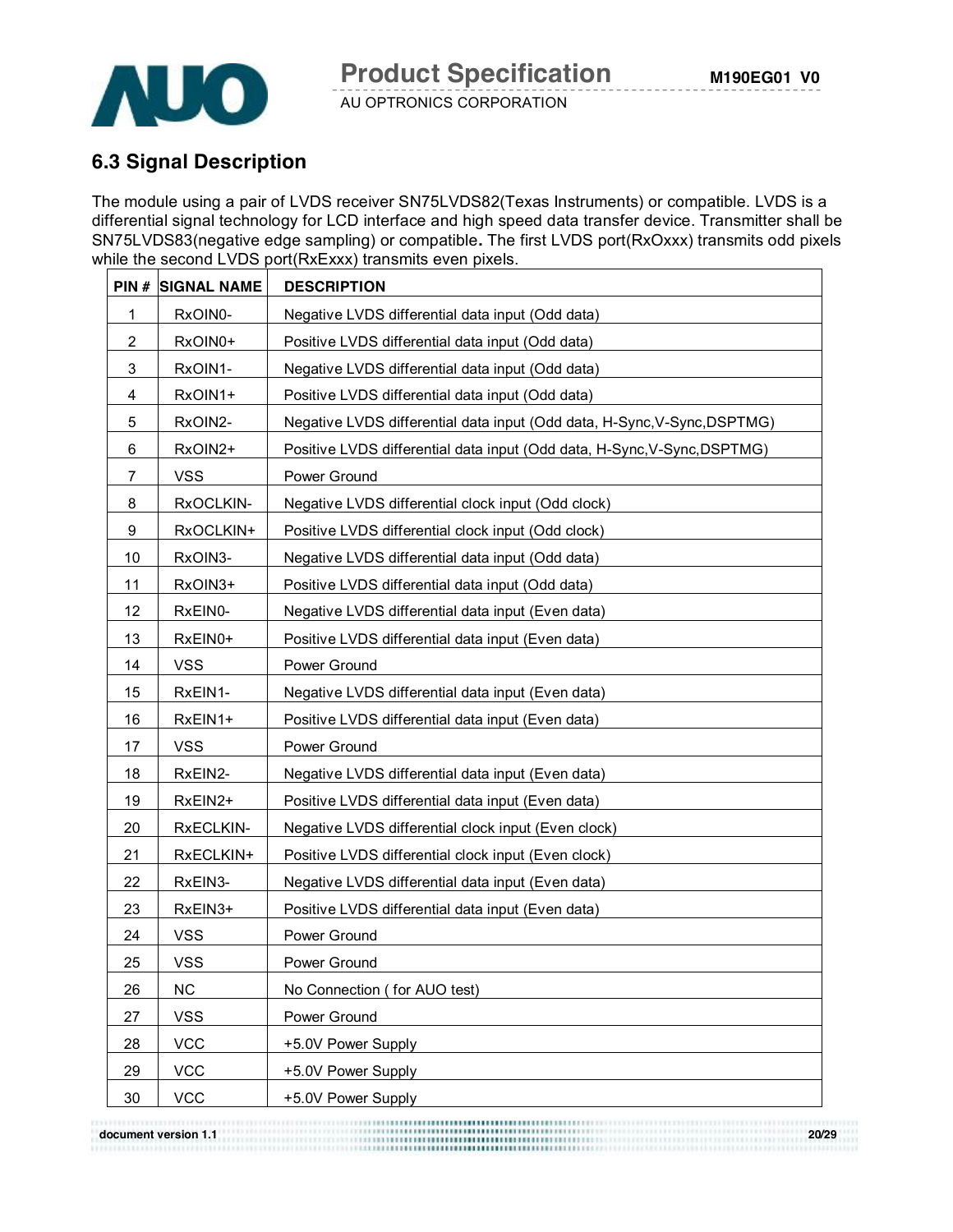## 6.3 Signal Description

The module using a pair of LVDS receiver SN75LVDS82(Texas Instruments) or compatible. LVDS is a differential signal technology for LCD interface and high speed data transfer device. Transmitter shall be SN75LVDS83(negative edge sampling) or compatible**.** The first LVDS port(RxOxxx) transmits odd pixels while the second LVDS port(RxExxx) transmits even pixels.

| PIN # | SIGNAL NAME | DESCRIPTION |
|---|---|---|
| 1 | RxOIN0- | Negative LVDS differential data input (Odd data) |
| 2 | RxOIN0+ | Positive LVDS differential data input (Odd data) |
| 3 | RxOIN1- | Negative LVDS differential data input (Odd data) |
| 4 | RxOIN1+ | Positive LVDS differential data input (Odd data) |
| 5 | RxOIN2- | Negative LVDS differential data input (Odd data, H-Sync,V-Sync,DSPTMG) |
| 6 | RxOIN2+ | Positive LVDS differential data input (Odd data, H-Sync,V-Sync,DSPTMG) |
| 7 | VSS | Power Ground |
| 8 | RxOCLKIN- | Negative LVDS differential clock input (Odd clock) |
| 9 | RxOCLKIN+ | Positive LVDS differential clock input (Odd clock) |
| 10 | RxOIN3- | Negative LVDS differential data input (Odd data) |
| 11 | RxOIN3+ | Positive LVDS differential data input (Odd data) |
| 12 | RxEIN0- | Negative LVDS differential data input (Even data) |
| 13 | RxEIN0+ | Positive LVDS differential data input (Even data) |
| 14 | VSS | Power Ground |
| 15 | RxEIN1- | Negative LVDS differential data input (Even data) |
| 16 | RxEIN1+ | Positive LVDS differential data input (Even data) |
| 17 | VSS | Power Ground |
| 18 | RxEIN2- | Negative LVDS differential data input (Even data) |
| 19 | RxEIN2+ | Positive LVDS differential data input (Even data) |
| 20 | RxECLKIN- | Negative LVDS differential clock input (Even clock) |
| 21 | RxECLKIN+ | Positive LVDS differential clock input (Even clock) |
| 22 | RxEIN3- | Negative LVDS differential data input (Even data) |
| 23 | RxEIN3+ | Positive LVDS differential data input (Even data) |
| 24 | VSS | Power Ground |
| 25 | VSS | Power Ground |
| 26 | NC | No Connection ( for AUO test) |
| 27 | VSS | Power Ground |
| 28 | VCC | +5.0V Power Supply |
| 29 | VCC | +5.0V Power Supply |
| 30 | VCC | +5.0V Power Supply |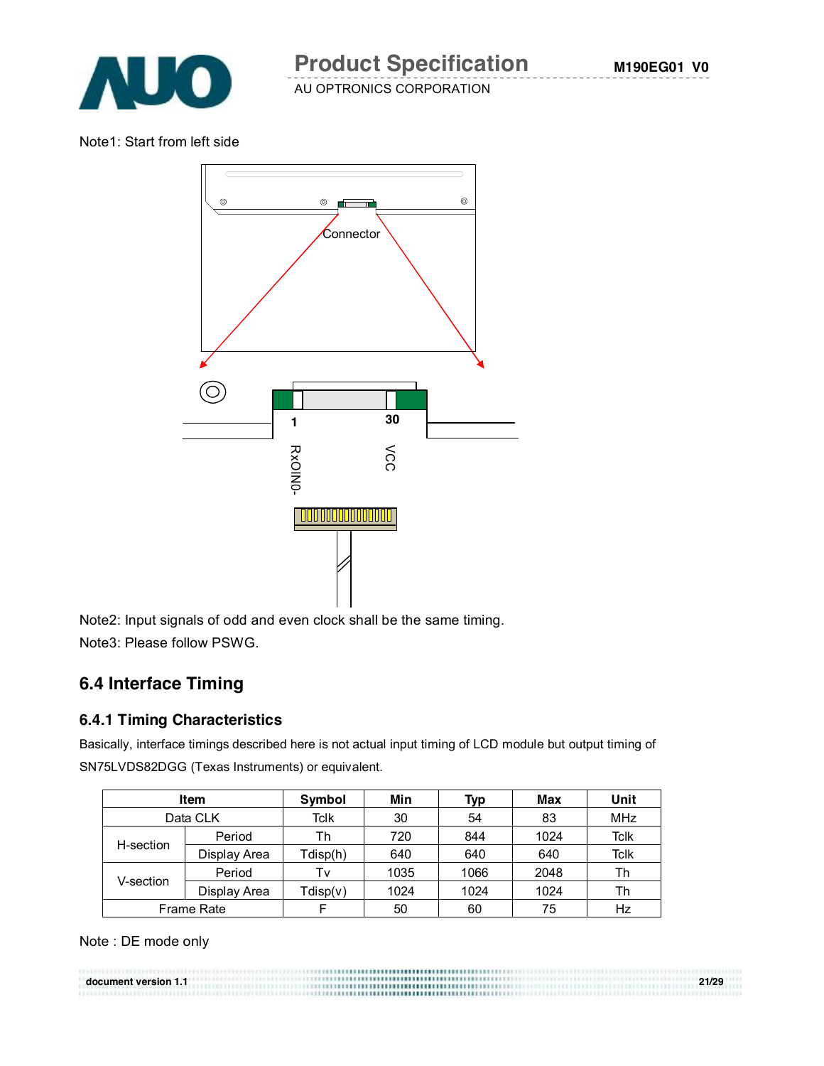Note1: Start from left side

Connector

1 RxOIN0-

30 VCC

Note2: Input signals of odd and even clock shall be the same timing.

Note3: Please follow PSWG.

## 6.4 Interface Timing

### 6.4.1 Timing Characteristics

Basically, interface timings described here is not actual input timing of LCD module but output timing of SN75LVDS82DGG (Texas Instruments) or equivalent.

| Item | | Symbol | Min | Typ | Max | Unit |
|---|---|---|---|---|---|---|
| Data CLK | | Tclk | 30 | 54 | 83 | MHz |
| H-section | Period | Th | 720 | 844 | 1024 | Tclk |
| | Display Area | Tdisp(h) | 640 | 640 | 640 | Tclk |
| V-section | Period | Tv | 1035 | 1066 | 2048 | Th |
| | Display Area | Tdisp(v) | 1024 | 1024 | 1024 | Th |
| Frame Rate | | F | 50 | 60 | 75 | Hz |

Note : DE mode only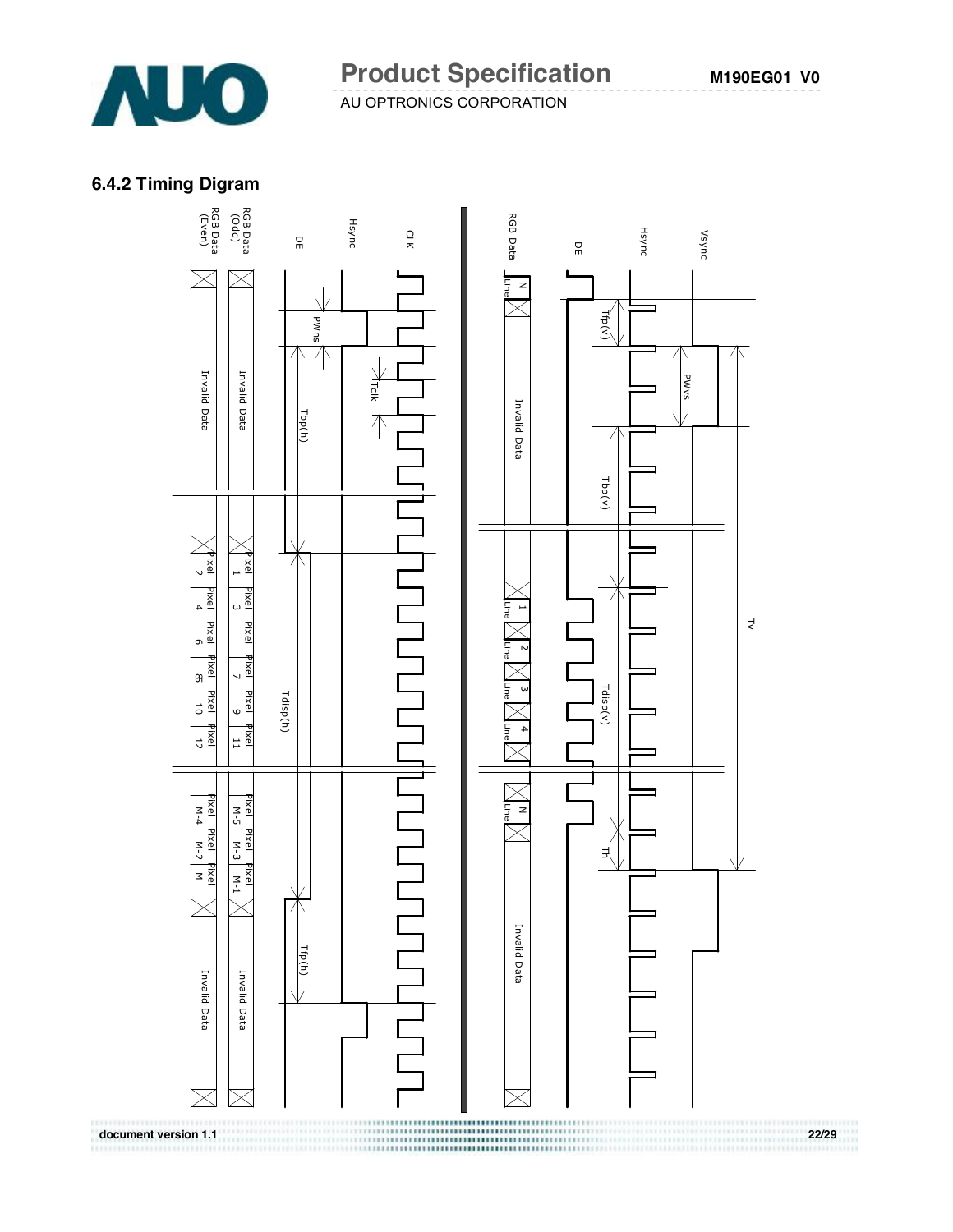### 6.4.2 Timing Digram

CLK

Hsync

DE

RGB Data (Odd)

RGB Data (Even)

PWhs

Tclk

Tbp(h)

Invalid Data

Invalid Data

Pixel 1, Pixel 3, Pixel 5, Pixel 7, Pixel 9, Pixel 11

Pixel 2, Pixel 4, Pixel 6, Pixel 8, Pixel 10, Pixel 12

Tdisp(h)

Pixel M-5, Pixel M-3, Pixel M-1

Pixel M-4, Pixel M-2, Pixel M

Tfp(h)

Invalid Data

Invalid Data

Vsync

Hsync

DE

RGB Data

N Line

Tfp(v)

PWvs

Invalid Data

Tbp(v)

1 Line, 2 Line, 3 Line, 4 Line

Tdisp(v)

Tv

N Line

Th

Invalid Data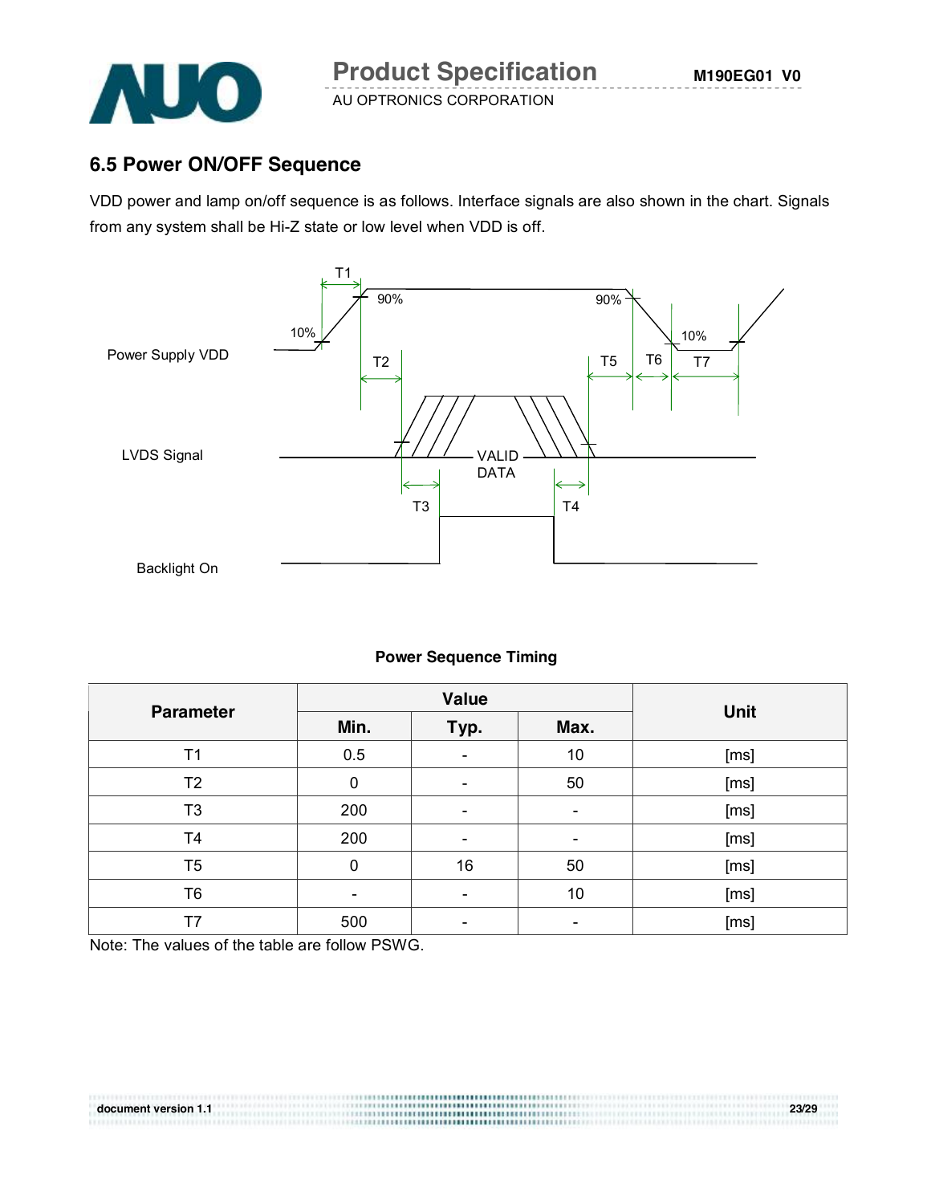## 6.5 Power ON/OFF Sequence

VDD power and lamp on/off sequence is as follows. Interface signals are also shown in the chart. Signals from any system shall be Hi-Z state or low level when VDD is off.

**Power Sequence Timing**

| Parameter | Value | | | Unit |
|---|---|---|---|---|
| | Min. | Typ. | Max. | |
| T1 | 0.5 | - | 10 | [ms] |
| T2 | 0 | - | 50 | [ms] |
| T3 | 200 | - | - | [ms] |
| T4 | 200 | - | - | [ms] |
| T5 | 0 | 16 | 50 | [ms] |
| T6 | - | - | 10 | [ms] |
| T7 | 500 | - | - | [ms] |

Note: The values of the table are follow PSWG.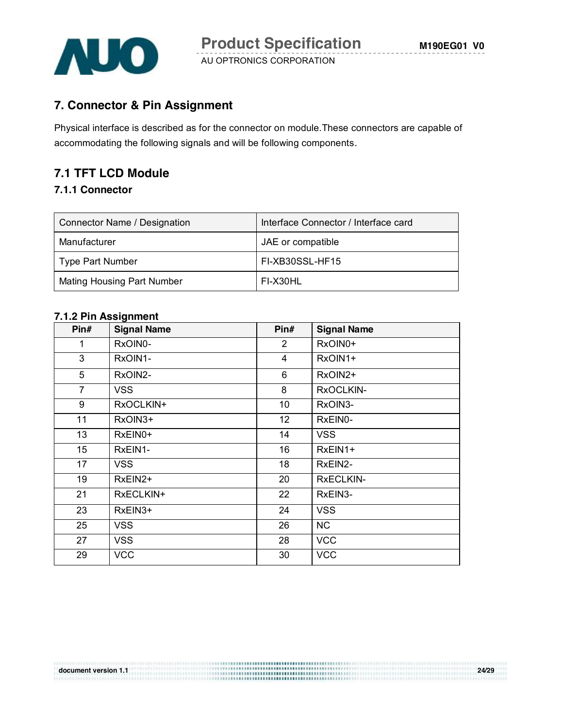## 7. Connector & Pin Assignment

Physical interface is described as for the connector on module.These connectors are capable of accommodating the following signals and will be following components.

## 7.1 TFT LCD Module

### 7.1.1 Connector

| Connector Name / Designation | Interface Connector / Interface card |
|---|---|
| Manufacturer | JAE or compatible |
| Type Part Number | FI-XB30SSL-HF15 |
| Mating Housing Part Number | FI-X30HL |

### 7.1.2 Pin Assignment

| Pin# | Signal Name | Pin# | Signal Name |
|---|---|---|---|
| 1 | RxOIN0- | 2 | RxOIN0+ |
| 3 | RxOIN1- | 4 | RxOIN1+ |
| 5 | RxOIN2- | 6 | RxOIN2+ |
| 7 | VSS | 8 | RxOCLKIN- |
| 9 | RxOCLKIN+ | 10 | RxOIN3- |
| 11 | RxOIN3+ | 12 | RxEIN0- |
| 13 | RxEIN0+ | 14 | VSS |
| 15 | RxEIN1- | 16 | RxEIN1+ |
| 17 | VSS | 18 | RxEIN2- |
| 19 | RxEIN2+ | 20 | RxECLKIN- |
| 21 | RxECLKIN+ | 22 | RxEIN3- |
| 23 | RxEIN3+ | 24 | VSS |
| 25 | VSS | 26 | NC |
| 27 | VSS | 28 | VCC |
| 29 | VCC | 30 | VCC |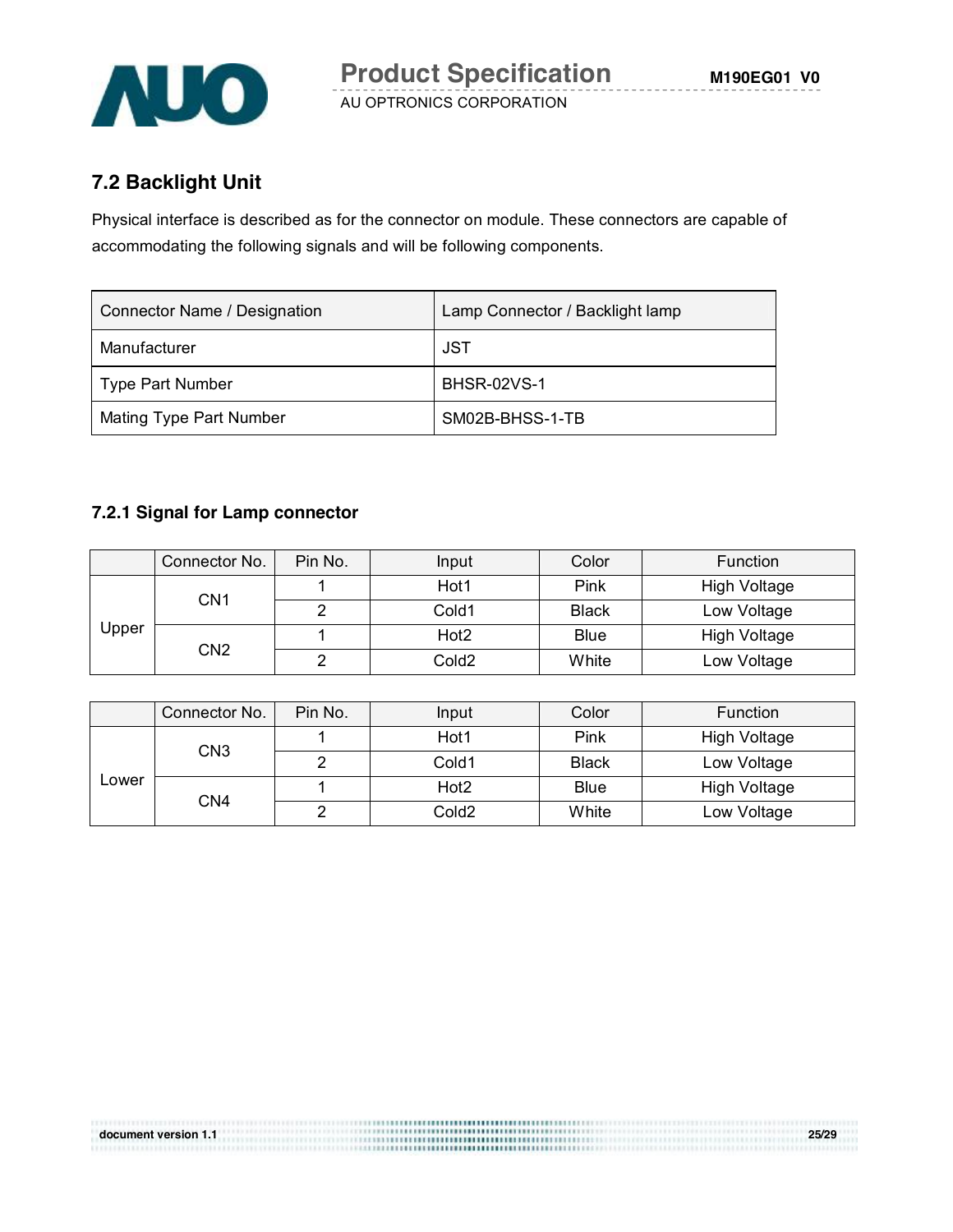## 7.2 Backlight Unit

Physical interface is described as for the connector on module. These connectors are capable of accommodating the following signals and will be following components.

| Connector Name / Designation | Lamp Connector / Backlight lamp |
|---|---|
| Manufacturer | JST |
| Type Part Number | BHSR-02VS-1 |
| Mating Type Part Number | SM02B-BHSS-1-TB |

### 7.2.1 Signal for Lamp connector

| | Connector No. | Pin No. | Input | Color | Function |
|---|---|---|---|---|---|
| Upper | CN1 | 1 | Hot1 | Pink | High Voltage |
| | | 2 | Cold1 | Black | Low Voltage |
| | CN2 | 1 | Hot2 | Blue | High Voltage |
| | | 2 | Cold2 | White | Low Voltage |

| | Connector No. | Pin No. | Input | Color | Function |
|---|---|---|---|---|---|
| Lower | CN3 | 1 | Hot1 | Pink | High Voltage |
| | | 2 | Cold1 | Black | Low Voltage |
| | CN4 | 1 | Hot2 | Blue | High Voltage |
| | | 2 | Cold2 | White | Low Voltage |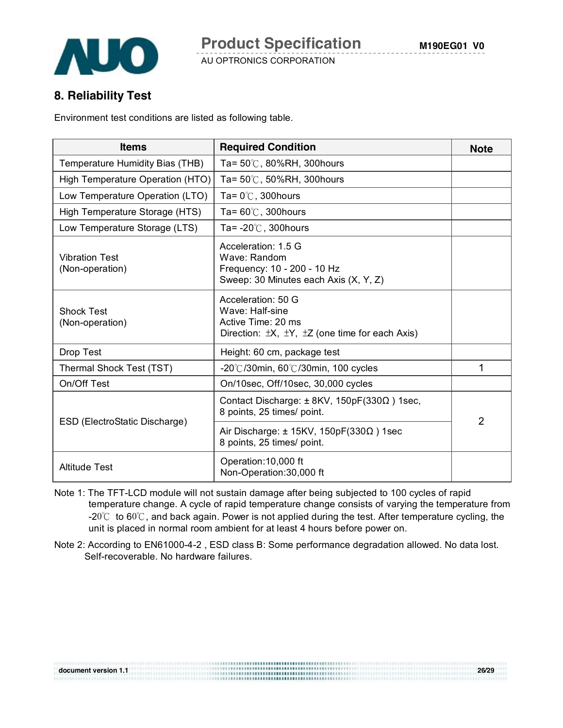## 8. Reliability Test

Environment test conditions are listed as following table.

| Items | Required Condition | Note |
|---|---|---|
| Temperature Humidity Bias (THB) | Ta= 50℃, 80%RH, 300hours | |
| High Temperature Operation (HTO) | Ta= 50℃, 50%RH, 300hours | |
| Low Temperature Operation (LTO) | Ta= 0℃, 300hours | |
| High Temperature Storage (HTS) | Ta= 60℃, 300hours | |
| Low Temperature Storage (LTS) | Ta= -20℃, 300hours | |
| Vibration Test (Non-operation) | Acceleration: 1.5 G<br>Wave: Random<br>Frequency: 10 - 200 - 10 Hz<br>Sweep: 30 Minutes each Axis (X, Y, Z) | |
| Shock Test (Non-operation) | Acceleration: 50 G<br>Wave: Half-sine<br>Active Time: 20 ms<br>Direction: ±X, ±Y, ±Z (one time for each Axis) | |
| Drop Test | Height: 60 cm, package test | |
| Thermal Shock Test (TST) | -20℃/30min, 60℃/30min, 100 cycles | 1 |
| On/Off Test | On/10sec, Off/10sec, 30,000 cycles | |
| ESD (ElectroStatic Discharge) | Contact Discharge: ± 8KV, 150pF(330Ω ) 1sec, 8 points, 25 times/ point. | 2 |
| | Air Discharge: ± 15KV, 150pF(330Ω ) 1sec 8 points, 25 times/ point. | |
| Altitude Test | Operation:10,000 ft<br>Non-Operation:30,000 ft | |

Note 1: The TFT-LCD module will not sustain damage after being subjected to 100 cycles of rapid temperature change. A cycle of rapid temperature change consists of varying the temperature from -20℃ to 60℃, and back again. Power is not applied during the test. After temperature cycling, the unit is placed in normal room ambient for at least 4 hours before power on.

Note 2: According to EN61000-4-2 , ESD class B: Some performance degradation allowed. No data lost. Self-recoverable. No hardware failures.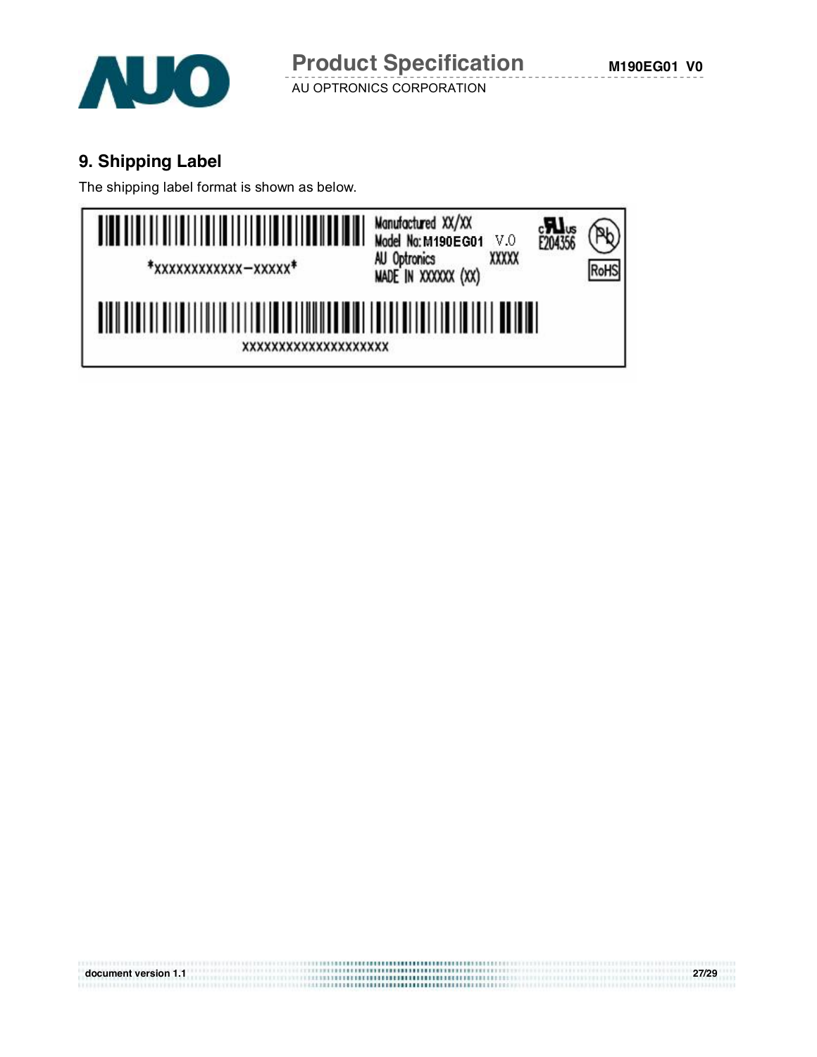## 9. Shipping Label

The shipping label format is shown as below.

*XXXXXXXXXXXX-XXXXX*

Manufactured XX/XX
Model No: M190EG01 V.0
AU Optronics XXXXX
MADE IN XXXXXX (XX)

E204356

RoHS

XXXXXXXXXXXXXXXXXXXX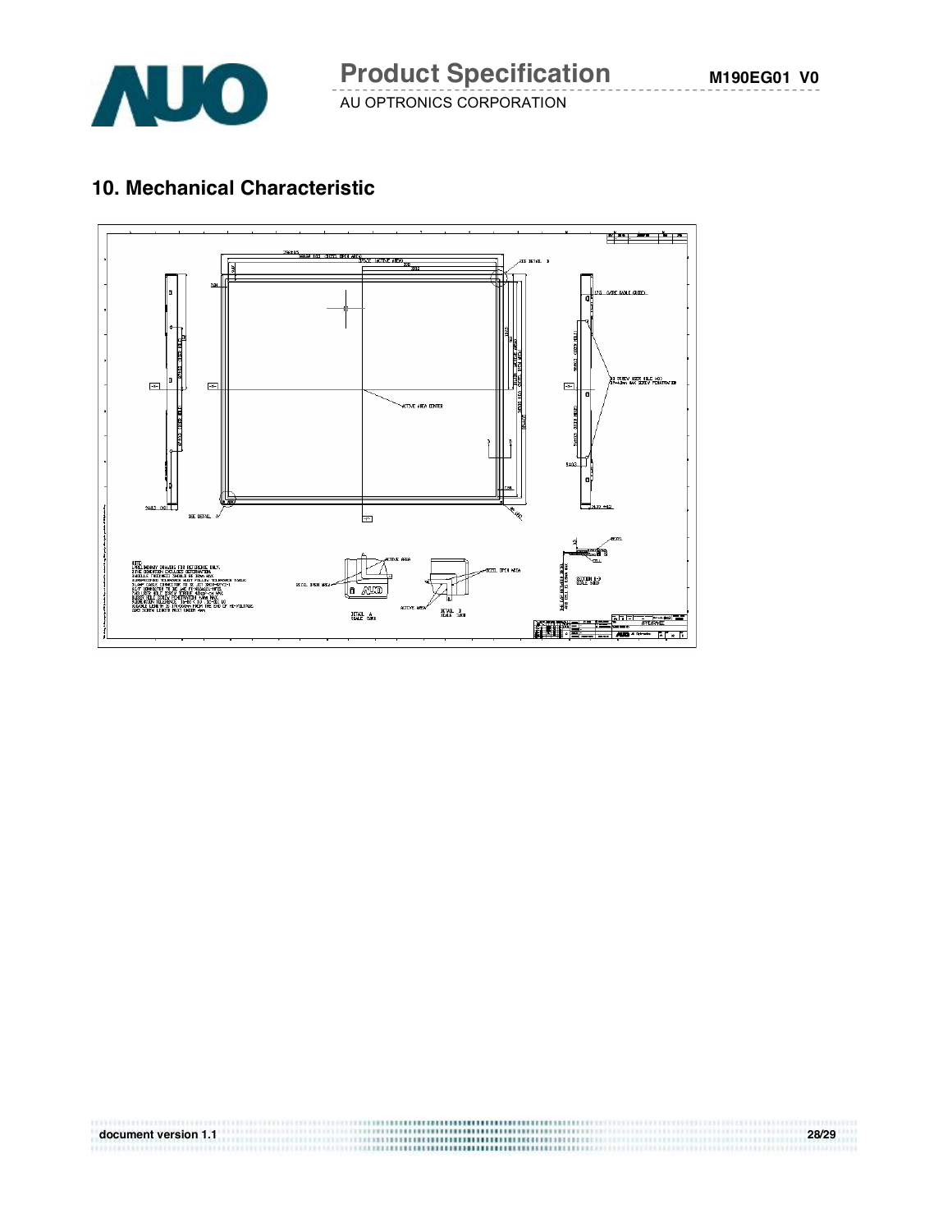## 10. Mechanical Characteristic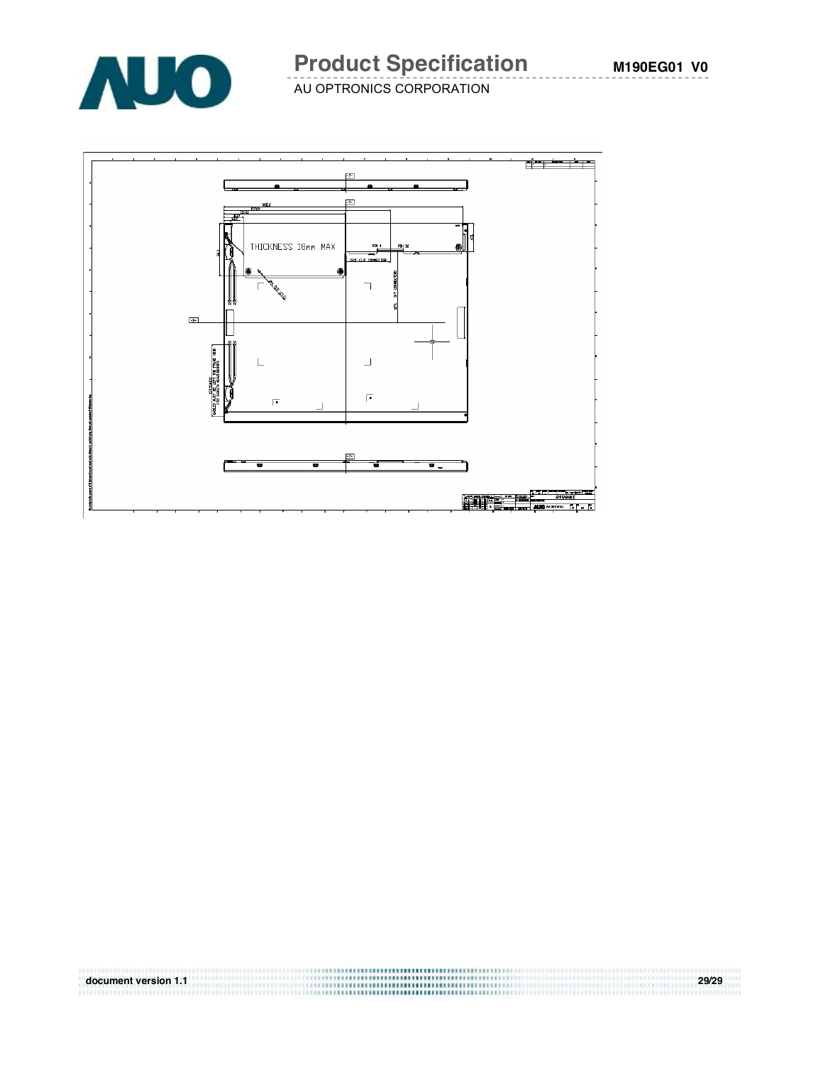THICKNESS 18mm MAX

PIN 1

PIN 30